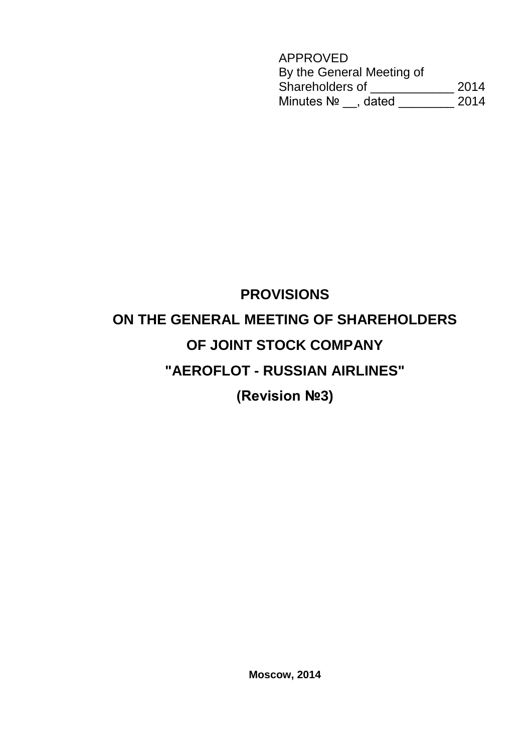APPROVED
By the General Meeting of
Shareholders of ____________ 2014
Minutes № __, dated ________ 2014

# PROVISIONS
# ON THE GENERAL MEETING OF SHAREHOLDERS
# OF JOINT STOCK COMPANY
# "AEROFLOT - RUSSIAN AIRLINES"
# (Revision №3)

**Moscow, 2014**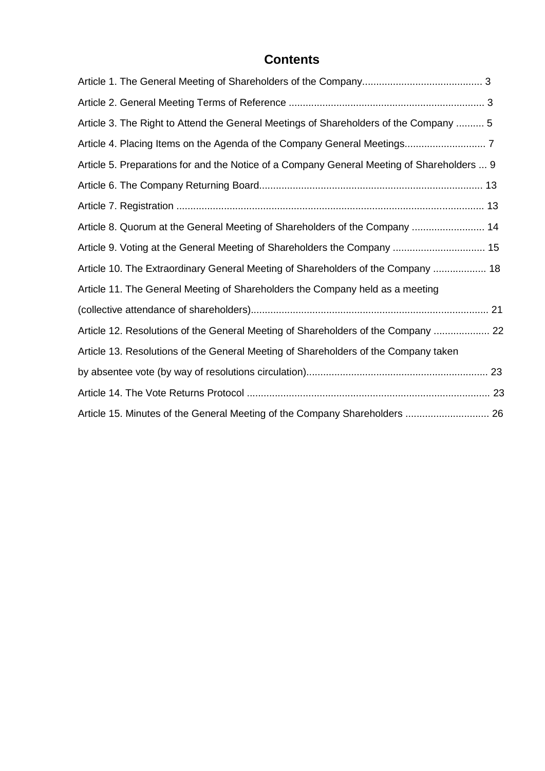# Contents

Article 1. The General Meeting of Shareholders of the Company.......................................... 3

Article 2. General Meeting Terms of Reference ...................................................................... 3

Article 3. The Right to Attend the General Meetings of Shareholders of the Company .......... 5

Article 4. Placing Items on the Agenda of the Company General Meetings............................ 7

Article 5. Preparations for and the Notice of a Company General Meeting of Shareholders ... 9

Article 6. The Company Returning Board............................................................................... 13

Article 7. Registration ............................................................................................................. 13

Article 8. Quorum at the General Meeting of Shareholders of the Company .......................... 14

Article 9. Voting at the General Meeting of Shareholders the Company ................................. 15

Article 10. The Extraordinary General Meeting of Shareholders of the Company ................... 18

Article 11. The General Meeting of Shareholders the Company held as a meeting (collective attendance of shareholders).................................................................................... 21

Article 12. Resolutions of the General Meeting of Shareholders of the Company .................... 22

Article 13. Resolutions of the General Meeting of Shareholders of the Company taken by absentee vote (by way of resolutions circulation)................................................................ 23

Article 14. The Vote Returns Protocol ...................................................................................... 23

Article 15. Minutes of the General Meeting of the Company Shareholders .............................. 26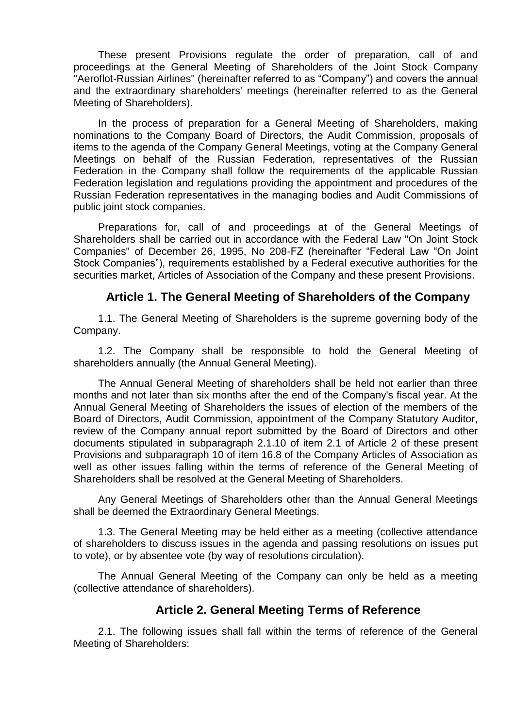These present Provisions regulate the order of preparation, call of and proceedings at the General Meeting of Shareholders of the Joint Stock Company "Aeroflot-Russian Airlines" (hereinafter referred to as “Company”) and covers the annual and the extraordinary shareholders' meetings (hereinafter referred to as the General Meeting of Shareholders).

In the process of preparation for a General Meeting of Shareholders, making nominations to the Company Board of Directors, the Audit Commission, proposals of items to the agenda of the Company General Meetings, voting at the Company General Meetings on behalf of the Russian Federation, representatives of the Russian Federation in the Company shall follow the requirements of the applicable Russian Federation legislation and regulations providing the appointment and procedures of the Russian Federation representatives in the managing bodies and Audit Commissions of public joint stock companies.

Preparations for, call of and proceedings at of the General Meetings of Shareholders shall be carried out in accordance with the Federal Law "On Joint Stock Companies" of December 26, 1995, No 208-FZ (hereinafter “Federal Law “On Joint Stock Companies”), requirements established by a Federal executive authorities for the securities market, Articles of Association of the Company and these present Provisions.

## Article 1. The General Meeting of Shareholders of the Company

1.1. The General Meeting of Shareholders is the supreme governing body of the Company.

1.2. The Company shall be responsible to hold the General Meeting of shareholders annually (the Annual General Meeting).

The Annual General Meeting of shareholders shall be held not earlier than three months and not later than six months after the end of the Company's fiscal year. At the Annual General Meeting of Shareholders the issues of election of the members of the Board of Directors, Audit Commission, appointment of the Company Statutory Auditor, review of the Company annual report submitted by the Board of Directors and other documents stipulated in subparagraph 2.1.10 of item 2.1 of Article 2 of these present Provisions and subparagraph 10 of item 16.8 of the Company Articles of Association as well as other issues falling within the terms of reference of the General Meeting of Shareholders shall be resolved at the General Meeting of Shareholders.

Any General Meetings of Shareholders other than the Annual General Meetings shall be deemed the Extraordinary General Meetings.

1.3. The General Meeting may be held either as a meeting (collective attendance of shareholders to discuss issues in the agenda and passing resolutions on issues put to vote), or by absentee vote (by way of resolutions circulation).

The Annual General Meeting of the Company can only be held as a meeting (collective attendance of shareholders).

## Article 2. General Meeting Terms of Reference

2.1. The following issues shall fall within the terms of reference of the General Meeting of Shareholders: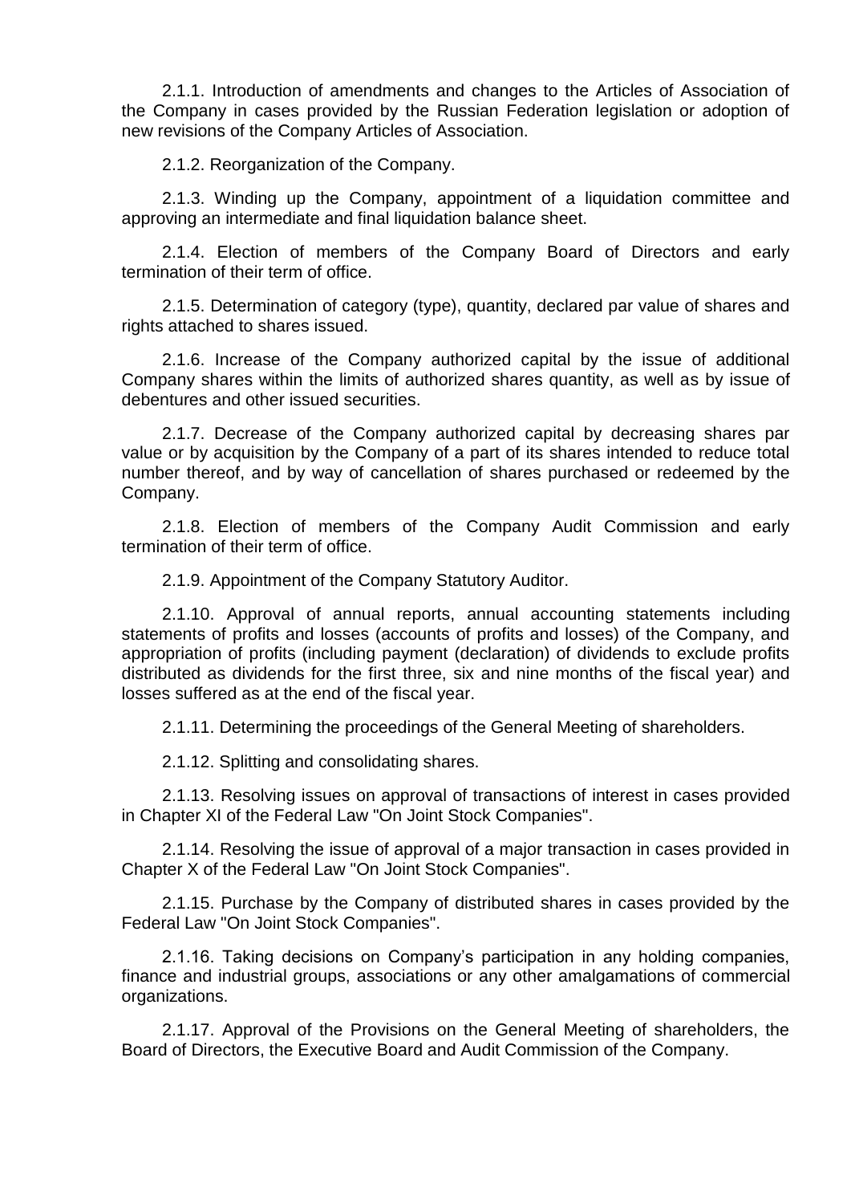2.1.1. Introduction of amendments and changes to the Articles of Association of the Company in cases provided by the Russian Federation legislation or adoption of new revisions of the Company Articles of Association.

2.1.2. Reorganization of the Company.

2.1.3. Winding up the Company, appointment of a liquidation committee and approving an intermediate and final liquidation balance sheet.

2.1.4. Election of members of the Company Board of Directors and early termination of their term of office.

2.1.5. Determination of category (type), quantity, declared par value of shares and rights attached to shares issued.

2.1.6. Increase of the Company authorized capital by the issue of additional Company shares within the limits of authorized shares quantity, as well as by issue of debentures and other issued securities.

2.1.7. Decrease of the Company authorized capital by decreasing shares par value or by acquisition by the Company of a part of its shares intended to reduce total number thereof, and by way of cancellation of shares purchased or redeemed by the Company.

2.1.8. Election of members of the Company Audit Commission and early termination of their term of office.

2.1.9. Appointment of the Company Statutory Auditor.

2.1.10. Approval of annual reports, annual accounting statements including statements of profits and losses (accounts of profits and losses) of the Company, and appropriation of profits (including payment (declaration) of dividends to exclude profits distributed as dividends for the first three, six and nine months of the fiscal year) and losses suffered as at the end of the fiscal year.

2.1.11. Determining the proceedings of the General Meeting of shareholders.

2.1.12. Splitting and consolidating shares.

2.1.13. Resolving issues on approval of transactions of interest in cases provided in Chapter XI of the Federal Law "On Joint Stock Companies".

2.1.14. Resolving the issue of approval of a major transaction in cases provided in Chapter X of the Federal Law "On Joint Stock Companies".

2.1.15. Purchase by the Company of distributed shares in cases provided by the Federal Law "On Joint Stock Companies".

2.1.16. Taking decisions on Company's participation in any holding companies, finance and industrial groups, associations or any other amalgamations of commercial organizations.

2.1.17. Approval of the Provisions on the General Meeting of shareholders, the Board of Directors, the Executive Board and Audit Commission of the Company.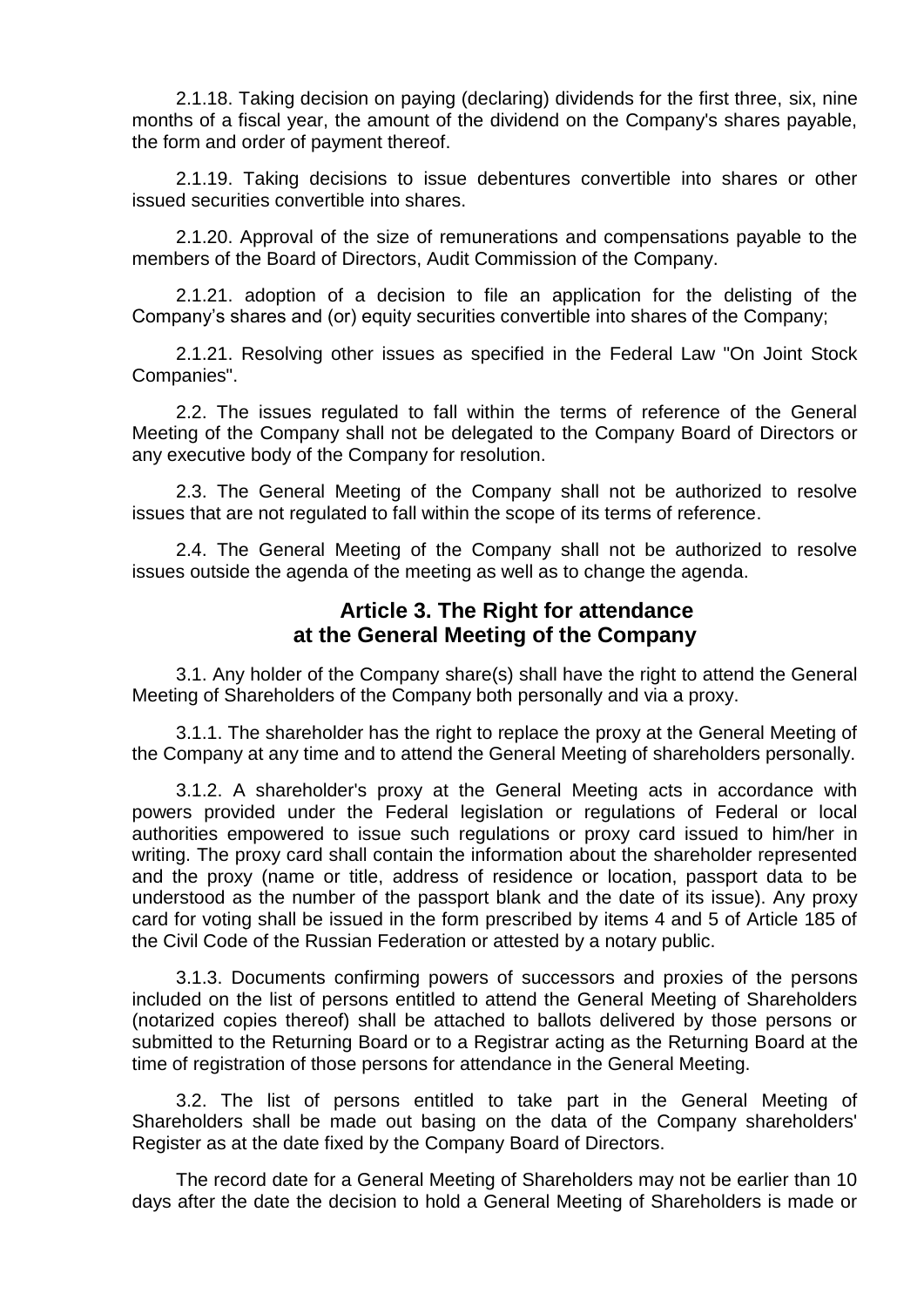2.1.18. Taking decision on paying (declaring) dividends for the first three, six, nine months of a fiscal year, the amount of the dividend on the Company's shares payable, the form and order of payment thereof.

2.1.19. Taking decisions to issue debentures convertible into shares or other issued securities convertible into shares.

2.1.20. Approval of the size of remunerations and compensations payable to the members of the Board of Directors, Audit Commission of the Company.

2.1.21. adoption of a decision to file an application for the delisting of the Company's shares and (or) equity securities convertible into shares of the Company;

2.1.21. Resolving other issues as specified in the Federal Law "On Joint Stock Companies".

2.2. The issues regulated to fall within the terms of reference of the General Meeting of the Company shall not be delegated to the Company Board of Directors or any executive body of the Company for resolution.

2.3. The General Meeting of the Company shall not be authorized to resolve issues that are not regulated to fall within the scope of its terms of reference.

2.4. The General Meeting of the Company shall not be authorized to resolve issues outside the agenda of the meeting as well as to change the agenda.

## Article 3. The Right for attendance at the General Meeting of the Company

3.1. Any holder of the Company share(s) shall have the right to attend the General Meeting of Shareholders of the Company both personally and via a proxy.

3.1.1. The shareholder has the right to replace the proxy at the General Meeting of the Company at any time and to attend the General Meeting of shareholders personally.

3.1.2. A shareholder's proxy at the General Meeting acts in accordance with powers provided under the Federal legislation or regulations of Federal or local authorities empowered to issue such regulations or proxy card issued to him/her in writing. The proxy card shall contain the information about the shareholder represented and the proxy (name or title, address of residence or location, passport data to be understood as the number of the passport blank and the date of its issue). Any proxy card for voting shall be issued in the form prescribed by items 4 and 5 of Article 185 of the Civil Code of the Russian Federation or attested by a notary public.

3.1.3. Documents confirming powers of successors and proxies of the persons included on the list of persons entitled to attend the General Meeting of Shareholders (notarized copies thereof) shall be attached to ballots delivered by those persons or submitted to the Returning Board or to a Registrar acting as the Returning Board at the time of registration of those persons for attendance in the General Meeting.

3.2. The list of persons entitled to take part in the General Meeting of Shareholders shall be made out basing on the data of the Company shareholders' Register as at the date fixed by the Company Board of Directors.

The record date for a General Meeting of Shareholders may not be earlier than 10 days after the date the decision to hold a General Meeting of Shareholders is made or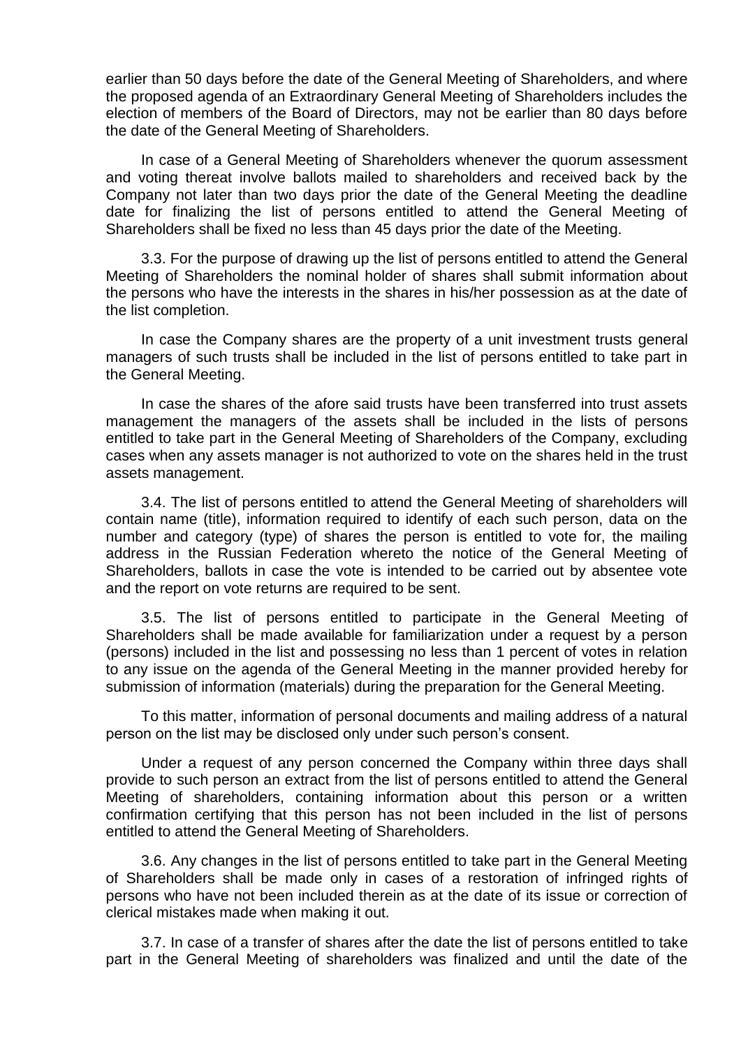earlier than 50 days before the date of the General Meeting of Shareholders, and where the proposed agenda of an Extraordinary General Meeting of Shareholders includes the election of members of the Board of Directors, may not be earlier than 80 days before the date of the General Meeting of Shareholders.

In case of a General Meeting of Shareholders whenever the quorum assessment and voting thereat involve ballots mailed to shareholders and received back by the Company not later than two days prior the date of the General Meeting the deadline date for finalizing the list of persons entitled to attend the General Meeting of Shareholders shall be fixed no less than 45 days prior the date of the Meeting.

3.3. For the purpose of drawing up the list of persons entitled to attend the General Meeting of Shareholders the nominal holder of shares shall submit information about the persons who have the interests in the shares in his/her possession as at the date of the list completion.

In case the Company shares are the property of a unit investment trusts general managers of such trusts shall be included in the list of persons entitled to take part in the General Meeting.

In case the shares of the afore said trusts have been transferred into trust assets management the managers of the assets shall be included in the lists of persons entitled to take part in the General Meeting of Shareholders of the Company, excluding cases when any assets manager is not authorized to vote on the shares held in the trust assets management.

3.4. The list of persons entitled to attend the General Meeting of shareholders will contain name (title), information required to identify of each such person, data on the number and category (type) of shares the person is entitled to vote for, the mailing address in the Russian Federation whereto the notice of the General Meeting of Shareholders, ballots in case the vote is intended to be carried out by absentee vote and the report on vote returns are required to be sent.

3.5. The list of persons entitled to participate in the General Meeting of Shareholders shall be made available for familiarization under a request by a person (persons) included in the list and possessing no less than 1 percent of votes in relation to any issue on the agenda of the General Meeting in the manner provided hereby for submission of information (materials) during the preparation for the General Meeting.

To this matter, information of personal documents and mailing address of a natural person on the list may be disclosed only under such person's consent.

Under a request of any person concerned the Company within three days shall provide to such person an extract from the list of persons entitled to attend the General Meeting of shareholders, containing information about this person or a written confirmation certifying that this person has not been included in the list of persons entitled to attend the General Meeting of Shareholders.

3.6. Any changes in the list of persons entitled to take part in the General Meeting of Shareholders shall be made only in cases of a restoration of infringed rights of persons who have not been included therein as at the date of its issue or correction of clerical mistakes made when making it out.

3.7. In case of a transfer of shares after the date the list of persons entitled to take part in the General Meeting of shareholders was finalized and until the date of the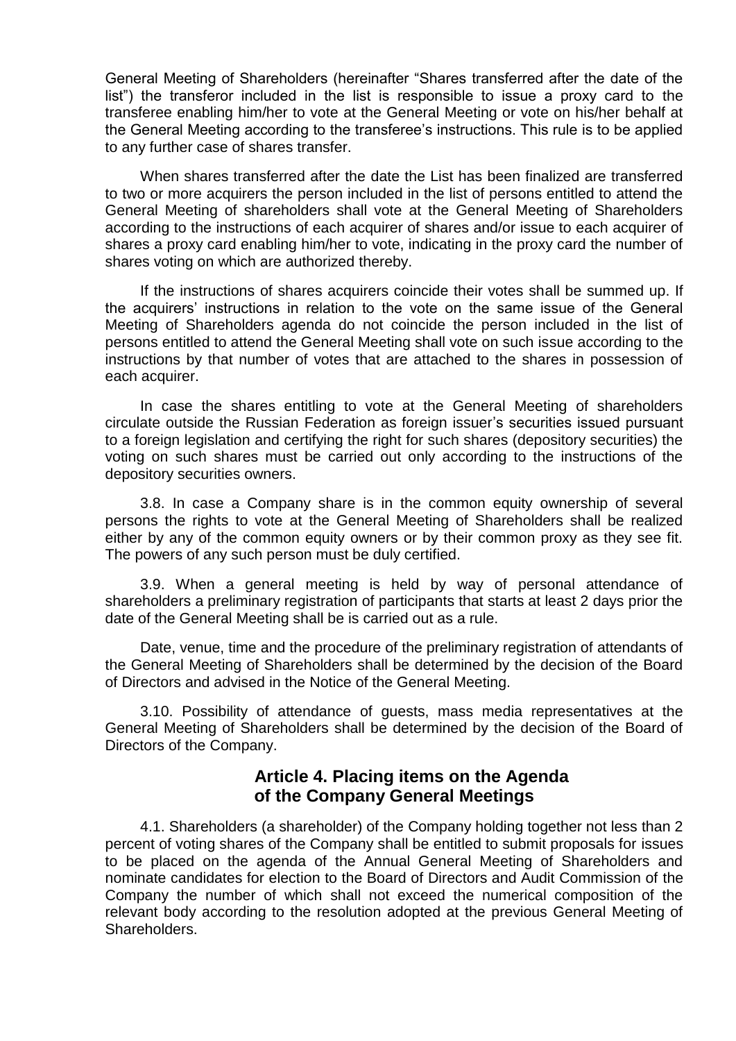General Meeting of Shareholders (hereinafter "Shares transferred after the date of the list") the transferor included in the list is responsible to issue a proxy card to the transferee enabling him/her to vote at the General Meeting or vote on his/her behalf at the General Meeting according to the transferee's instructions. This rule is to be applied to any further case of shares transfer.

When shares transferred after the date the List has been finalized are transferred to two or more acquirers the person included in the list of persons entitled to attend the General Meeting of shareholders shall vote at the General Meeting of Shareholders according to the instructions of each acquirer of shares and/or issue to each acquirer of shares a proxy card enabling him/her to vote, indicating in the proxy card the number of shares voting on which are authorized thereby.

If the instructions of shares acquirers coincide their votes shall be summed up. If the acquirers' instructions in relation to the vote on the same issue of the General Meeting of Shareholders agenda do not coincide the person included in the list of persons entitled to attend the General Meeting shall vote on such issue according to the instructions by that number of votes that are attached to the shares in possession of each acquirer.

In case the shares entitling to vote at the General Meeting of shareholders circulate outside the Russian Federation as foreign issuer's securities issued pursuant to a foreign legislation and certifying the right for such shares (depository securities) the voting on such shares must be carried out only according to the instructions of the depository securities owners.

3.8. In case a Company share is in the common equity ownership of several persons the rights to vote at the General Meeting of Shareholders shall be realized either by any of the common equity owners or by their common proxy as they see fit. The powers of any such person must be duly certified.

3.9. When a general meeting is held by way of personal attendance of shareholders a preliminary registration of participants that starts at least 2 days prior the date of the General Meeting shall be is carried out as a rule.

Date, venue, time and the procedure of the preliminary registration of attendants of the General Meeting of Shareholders shall be determined by the decision of the Board of Directors and advised in the Notice of the General Meeting.

3.10. Possibility of attendance of guests, mass media representatives at the General Meeting of Shareholders shall be determined by the decision of the Board of Directors of the Company.

## Article 4. Placing items on the Agenda of the Company General Meetings

4.1. Shareholders (a shareholder) of the Company holding together not less than 2 percent of voting shares of the Company shall be entitled to submit proposals for issues to be placed on the agenda of the Annual General Meeting of Shareholders and nominate candidates for election to the Board of Directors and Audit Commission of the Company the number of which shall not exceed the numerical composition of the relevant body according to the resolution adopted at the previous General Meeting of Shareholders.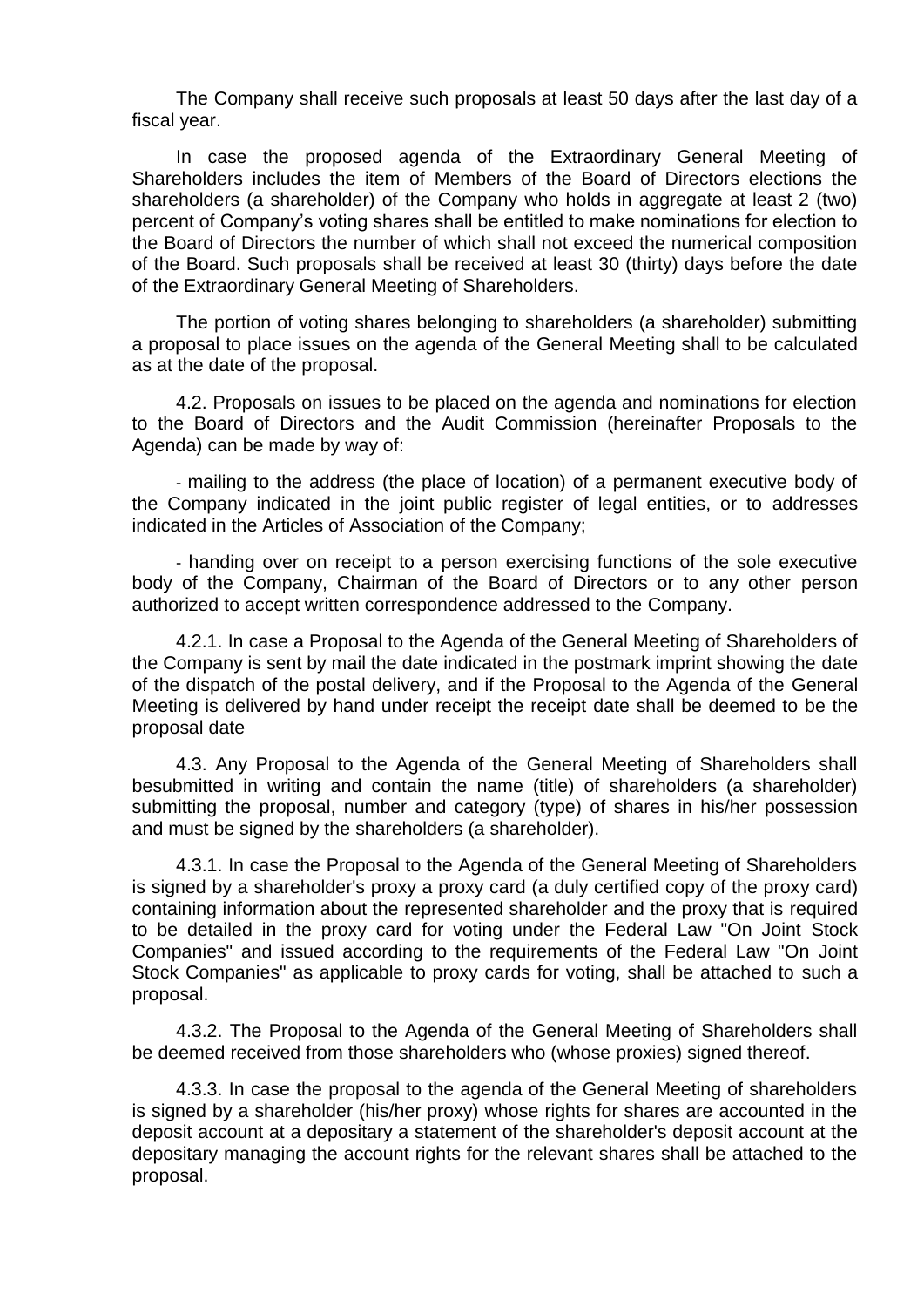The Company shall receive such proposals at least 50 days after the last day of a fiscal year.

In case the proposed agenda of the Extraordinary General Meeting of Shareholders includes the item of Members of the Board of Directors elections the shareholders (a shareholder) of the Company who holds in aggregate at least 2 (two) percent of Company's voting shares shall be entitled to make nominations for election to the Board of Directors the number of which shall not exceed the numerical composition of the Board. Such proposals shall be received at least 30 (thirty) days before the date of the Extraordinary General Meeting of Shareholders.

The portion of voting shares belonging to shareholders (a shareholder) submitting a proposal to place issues on the agenda of the General Meeting shall to be calculated as at the date of the proposal.

4.2. Proposals on issues to be placed on the agenda and nominations for election to the Board of Directors and the Audit Commission (hereinafter Proposals to the Agenda) can be made by way of:

- mailing to the address (the place of location) of a permanent executive body of the Company indicated in the joint public register of legal entities, or to addresses indicated in the Articles of Association of the Company;

- handing over on receipt to a person exercising functions of the sole executive body of the Company, Chairman of the Board of Directors or to any other person authorized to accept written correspondence addressed to the Company.

4.2.1. In case a Proposal to the Agenda of the General Meeting of Shareholders of the Company is sent by mail the date indicated in the postmark imprint showing the date of the dispatch of the postal delivery, and if the Proposal to the Agenda of the General Meeting is delivered by hand under receipt the receipt date shall be deemed to be the proposal date

4.3. Any Proposal to the Agenda of the General Meeting of Shareholders shall besubmitted in writing and contain the name (title) of shareholders (a shareholder) submitting the proposal, number and category (type) of shares in his/her possession and must be signed by the shareholders (a shareholder).

4.3.1. In case the Proposal to the Agenda of the General Meeting of Shareholders is signed by a shareholder's proxy a proxy card (a duly certified copy of the proxy card) containing information about the represented shareholder and the proxy that is required to be detailed in the proxy card for voting under the Federal Law "On Joint Stock Companies" and issued according to the requirements of the Federal Law "On Joint Stock Companies" as applicable to proxy cards for voting, shall be attached to such a proposal.

4.3.2. The Proposal to the Agenda of the General Meeting of Shareholders shall be deemed received from those shareholders who (whose proxies) signed thereof.

4.3.3. In case the proposal to the agenda of the General Meeting of shareholders is signed by a shareholder (his/her proxy) whose rights for shares are accounted in the deposit account at a depositary a statement of the shareholder's deposit account at the depositary managing the account rights for the relevant shares shall be attached to the proposal.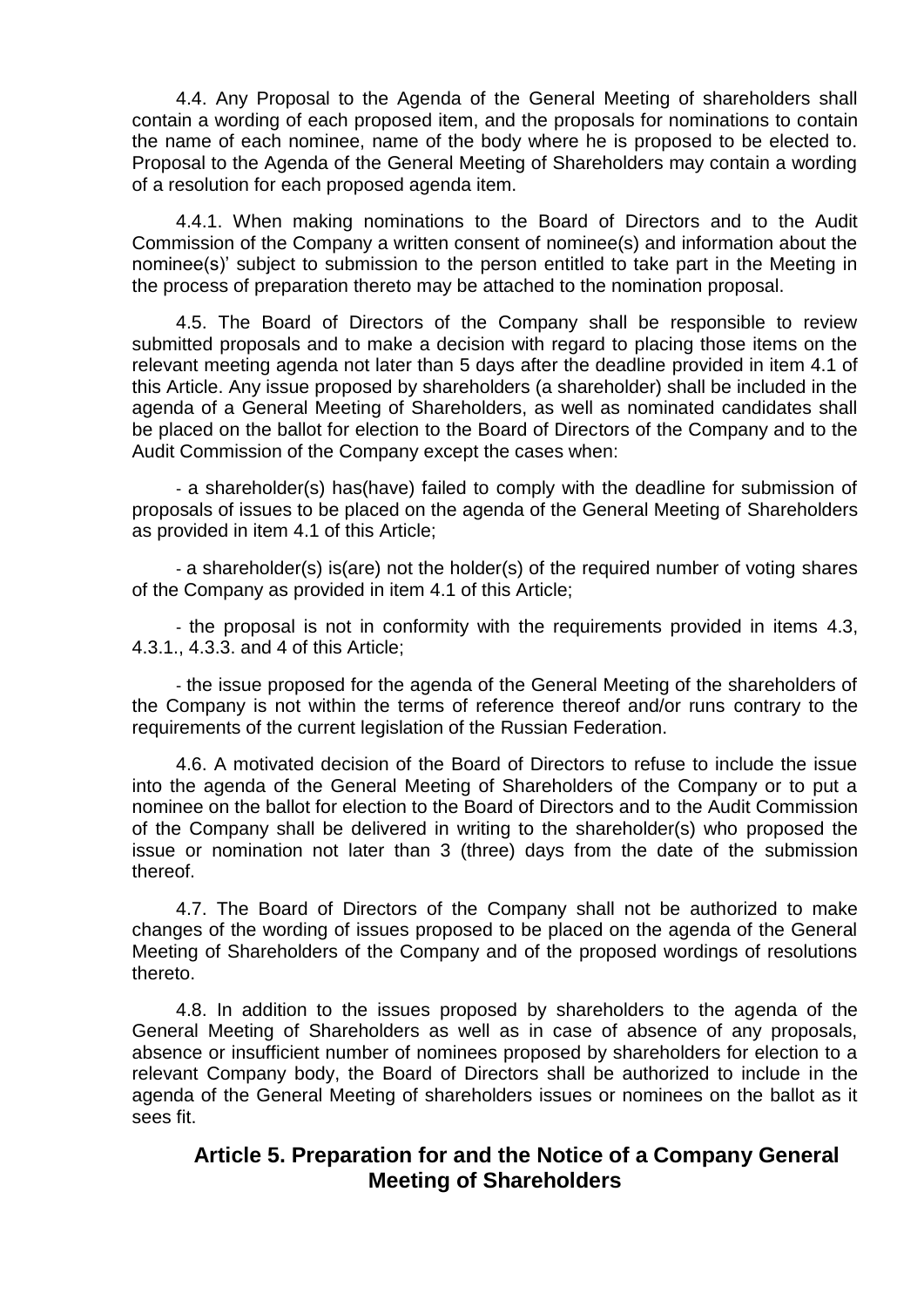4.4. Any Proposal to the Agenda of the General Meeting of shareholders shall contain a wording of each proposed item, and the proposals for nominations to contain the name of each nominee, name of the body where he is proposed to be elected to. Proposal to the Agenda of the General Meeting of Shareholders may contain a wording of a resolution for each proposed agenda item.

4.4.1. When making nominations to the Board of Directors and to the Audit Commission of the Company a written consent of nominee(s) and information about the nominee(s)' subject to submission to the person entitled to take part in the Meeting in the process of preparation thereto may be attached to the nomination proposal.

4.5. The Board of Directors of the Company shall be responsible to review submitted proposals and to make a decision with regard to placing those items on the relevant meeting agenda not later than 5 days after the deadline provided in item 4.1 of this Article. Any issue proposed by shareholders (a shareholder) shall be included in the agenda of a General Meeting of Shareholders, as well as nominated candidates shall be placed on the ballot for election to the Board of Directors of the Company and to the Audit Commission of the Company except the cases when:

- a shareholder(s) has(have) failed to comply with the deadline for submission of proposals of issues to be placed on the agenda of the General Meeting of Shareholders as provided in item 4.1 of this Article;

- a shareholder(s) is(are) not the holder(s) of the required number of voting shares of the Company as provided in item 4.1 of this Article;

- the proposal is not in conformity with the requirements provided in items 4.3, 4.3.1., 4.3.3. and 4 of this Article;

- the issue proposed for the agenda of the General Meeting of the shareholders of the Company is not within the terms of reference thereof and/or runs contrary to the requirements of the current legislation of the Russian Federation.

4.6. A motivated decision of the Board of Directors to refuse to include the issue into the agenda of the General Meeting of Shareholders of the Company or to put a nominee on the ballot for election to the Board of Directors and to the Audit Commission of the Company shall be delivered in writing to the shareholder(s) who proposed the issue or nomination not later than 3 (three) days from the date of the submission thereof.

4.7. The Board of Directors of the Company shall not be authorized to make changes of the wording of issues proposed to be placed on the agenda of the General Meeting of Shareholders of the Company and of the proposed wordings of resolutions thereto.

4.8. In addition to the issues proposed by shareholders to the agenda of the General Meeting of Shareholders as well as in case of absence of any proposals, absence or insufficient number of nominees proposed by shareholders for election to a relevant Company body, the Board of Directors shall be authorized to include in the agenda of the General Meeting of shareholders issues or nominees on the ballot as it sees fit.

## Article 5. Preparation for and the Notice of a Company General Meeting of Shareholders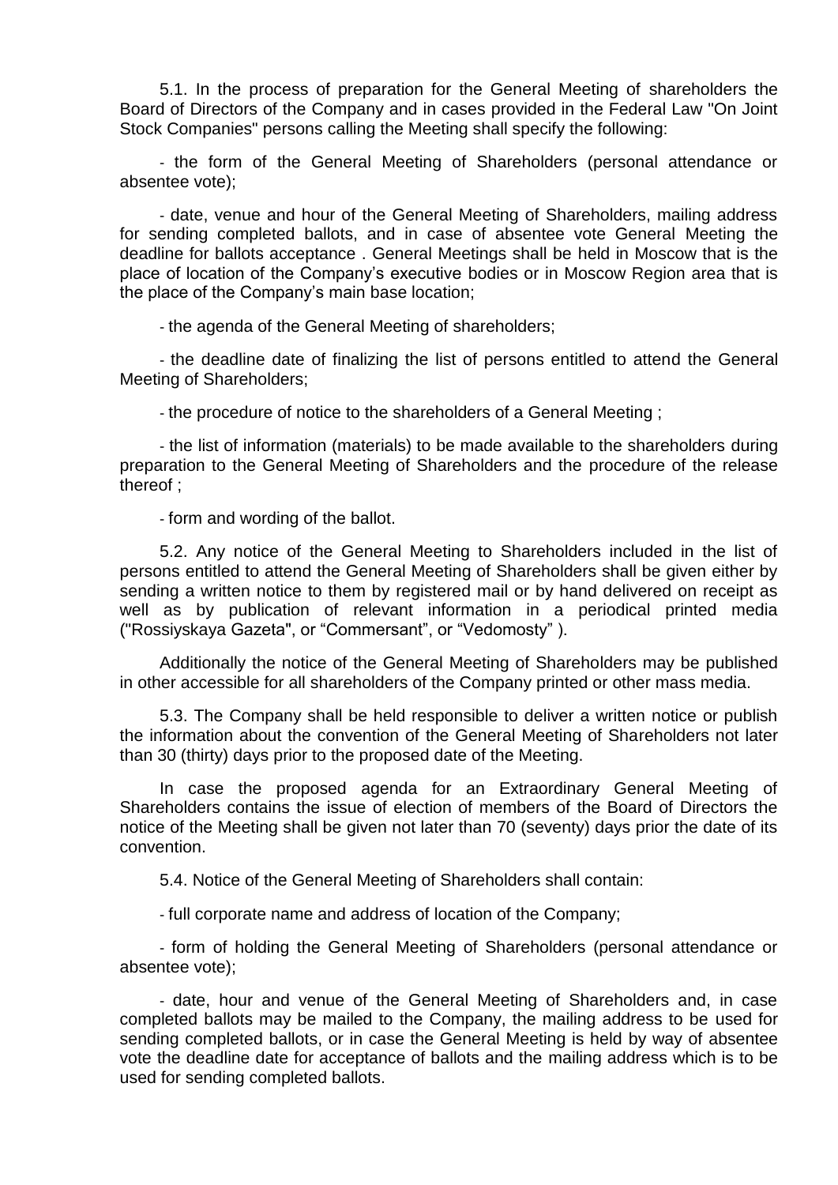5.1. In the process of preparation for the General Meeting of shareholders the Board of Directors of the Company and in cases provided in the Federal Law "On Joint Stock Companies" persons calling the Meeting shall specify the following:

- the form of the General Meeting of Shareholders (personal attendance or absentee vote);

- date, venue and hour of the General Meeting of Shareholders, mailing address for sending completed ballots, and in case of absentee vote General Meeting the deadline for ballots acceptance . General Meetings shall be held in Moscow that is the place of location of the Company's executive bodies or in Moscow Region area that is the place of the Company's main base location;

- the agenda of the General Meeting of shareholders;

- the deadline date of finalizing the list of persons entitled to attend the General Meeting of Shareholders;

- the procedure of notice to the shareholders of a General Meeting ;

- the list of information (materials) to be made available to the shareholders during preparation to the General Meeting of Shareholders and the procedure of the release thereof ;

- form and wording of the ballot.

5.2. Any notice of the General Meeting to Shareholders included in the list of persons entitled to attend the General Meeting of Shareholders shall be given either by sending a written notice to them by registered mail or by hand delivered on receipt as well as by publication of relevant information in a periodical printed media ("Rossiyskaya Gazeta", or "Commersant", or "Vedomosty" ).

Additionally the notice of the General Meeting of Shareholders may be published in other accessible for all shareholders of the Company printed or other mass media.

5.3. The Company shall be held responsible to deliver a written notice or publish the information about the convention of the General Meeting of Shareholders not later than 30 (thirty) days prior to the proposed date of the Meeting.

In case the proposed agenda for an Extraordinary General Meeting of Shareholders contains the issue of election of members of the Board of Directors the notice of the Meeting shall be given not later than 70 (seventy) days prior the date of its convention.

5.4. Notice of the General Meeting of Shareholders shall contain:

- full corporate name and address of location of the Company;

- form of holding the General Meeting of Shareholders (personal attendance or absentee vote);

- date, hour and venue of the General Meeting of Shareholders and, in case completed ballots may be mailed to the Company, the mailing address to be used for sending completed ballots, or in case the General Meeting is held by way of absentee vote the deadline date for acceptance of ballots and the mailing address which is to be used for sending completed ballots.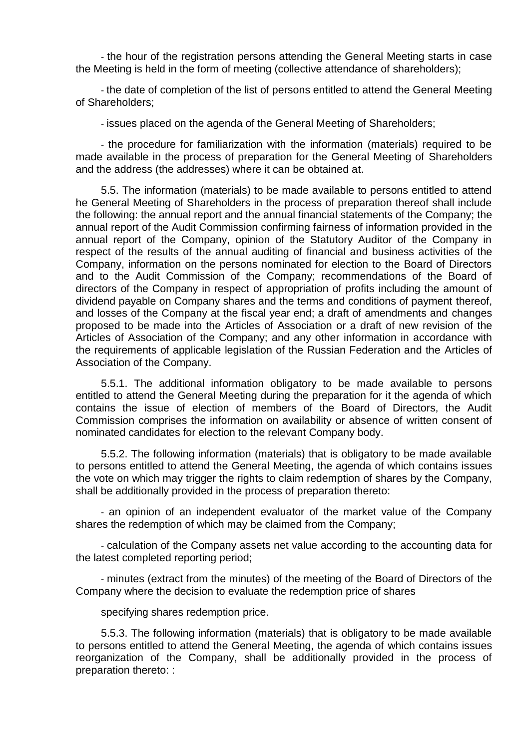- the hour of the registration persons attending the General Meeting starts in case the Meeting is held in the form of meeting (collective attendance of shareholders);

- the date of completion of the list of persons entitled to attend the General Meeting of Shareholders;

- issues placed on the agenda of the General Meeting of Shareholders;

- the procedure for familiarization with the information (materials) required to be made available in the process of preparation for the General Meeting of Shareholders and the address (the addresses) where it can be obtained at.

5.5. The information (materials) to be made available to persons entitled to attend he General Meeting of Shareholders in the process of preparation thereof shall include the following: the annual report and the annual financial statements of the Company; the annual report of the Audit Commission confirming fairness of information provided in the annual report of the Company, opinion of the Statutory Auditor of the Company in respect of the results of the annual auditing of financial and business activities of the Company, information on the persons nominated for election to the Board of Directors and to the Audit Commission of the Company; recommendations of the Board of directors of the Company in respect of appropriation of profits including the amount of dividend payable on Company shares and the terms and conditions of payment thereof, and losses of the Company at the fiscal year end; a draft of amendments and changes proposed to be made into the Articles of Association or a draft of new revision of the Articles of Association of the Company; and any other information in accordance with the requirements of applicable legislation of the Russian Federation and the Articles of Association of the Company.

5.5.1. The additional information obligatory to be made available to persons entitled to attend the General Meeting during the preparation for it the agenda of which contains the issue of election of members of the Board of Directors, the Audit Commission comprises the information on availability or absence of written consent of nominated candidates for election to the relevant Company body.

5.5.2. The following information (materials) that is obligatory to be made available to persons entitled to attend the General Meeting, the agenda of which contains issues the vote on which may trigger the rights to claim redemption of shares by the Company, shall be additionally provided in the process of preparation thereto:

- an opinion of an independent evaluator of the market value of the Company shares the redemption of which may be claimed from the Company;

- calculation of the Company assets net value according to the accounting data for the latest completed reporting period;

- minutes (extract from the minutes) of the meeting of the Board of Directors of the Company where the decision to evaluate the redemption price of shares

specifying shares redemption price.

5.5.3. The following information (materials) that is obligatory to be made available to persons entitled to attend the General Meeting, the agenda of which contains issues reorganization of the Company, shall be additionally provided in the process of preparation thereto: :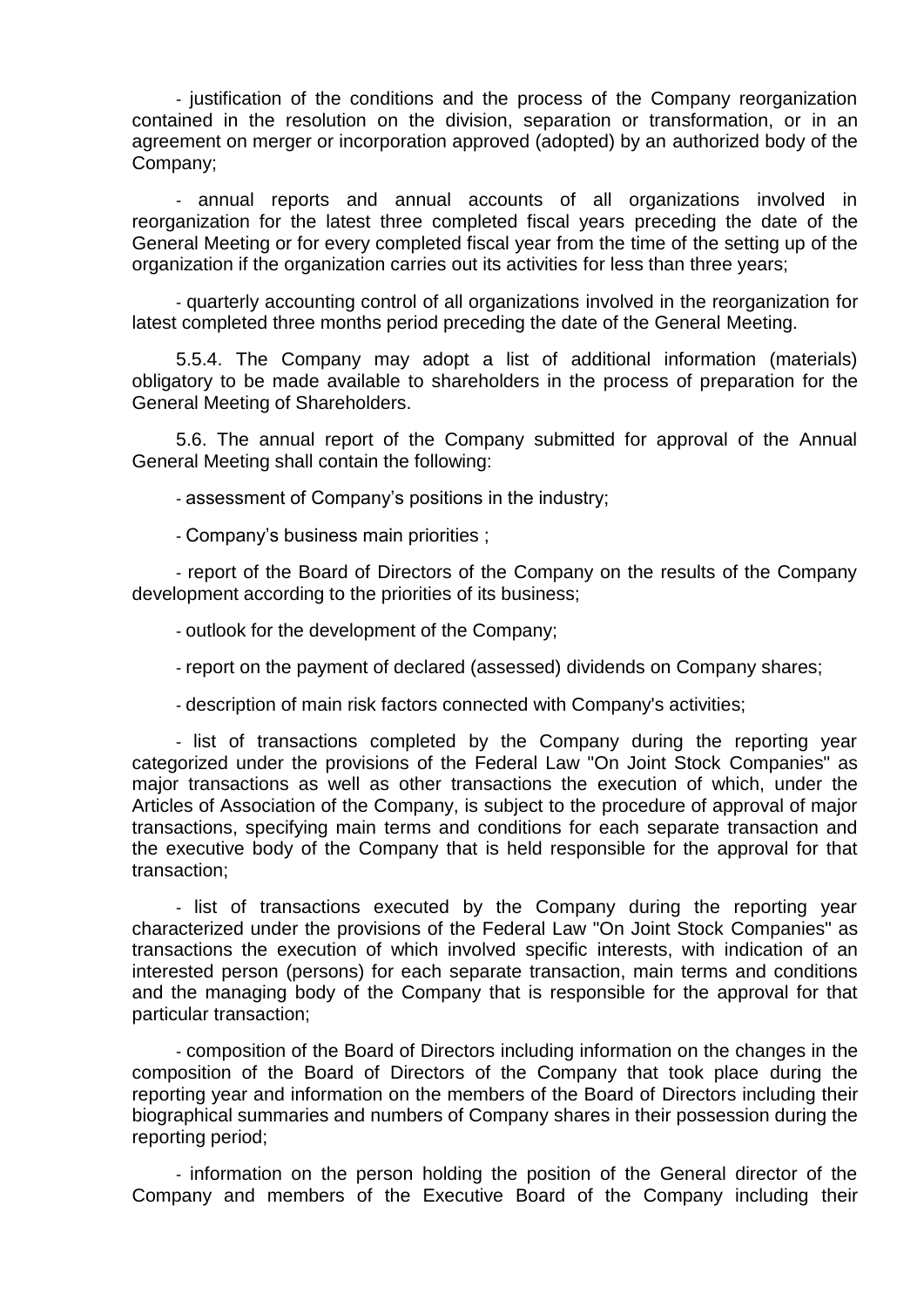- justification of the conditions and the process of the Company reorganization contained in the resolution on the division, separation or transformation, or in an agreement on merger or incorporation approved (adopted) by an authorized body of the Company;

- annual reports and annual accounts of all organizations involved in reorganization for the latest three completed fiscal years preceding the date of the General Meeting or for every completed fiscal year from the time of the setting up of the organization if the organization carries out its activities for less than three years;

- quarterly accounting control of all organizations involved in the reorganization for latest completed three months period preceding the date of the General Meeting.

5.5.4. The Company may adopt a list of additional information (materials) obligatory to be made available to shareholders in the process of preparation for the General Meeting of Shareholders.

5.6. The annual report of the Company submitted for approval of the Annual General Meeting shall contain the following:

- assessment of Company's positions in the industry;

- Company's business main priorities ;

- report of the Board of Directors of the Company on the results of the Company development according to the priorities of its business;

- outlook for the development of the Company;

- report on the payment of declared (assessed) dividends on Company shares;

- description of main risk factors connected with Company's activities;

- list of transactions completed by the Company during the reporting year categorized under the provisions of the Federal Law "On Joint Stock Companies" as major transactions as well as other transactions the execution of which, under the Articles of Association of the Company, is subject to the procedure of approval of major transactions, specifying main terms and conditions for each separate transaction and the executive body of the Company that is held responsible for the approval for that transaction;

- list of transactions executed by the Company during the reporting year characterized under the provisions of the Federal Law "On Joint Stock Companies" as transactions the execution of which involved specific interests, with indication of an interested person (persons) for each separate transaction, main terms and conditions and the managing body of the Company that is responsible for the approval for that particular transaction;

- composition of the Board of Directors including information on the changes in the composition of the Board of Directors of the Company that took place during the reporting year and information on the members of the Board of Directors including their biographical summaries and numbers of Company shares in their possession during the reporting period;

- information on the person holding the position of the General director of the Company and members of the Executive Board of the Company including their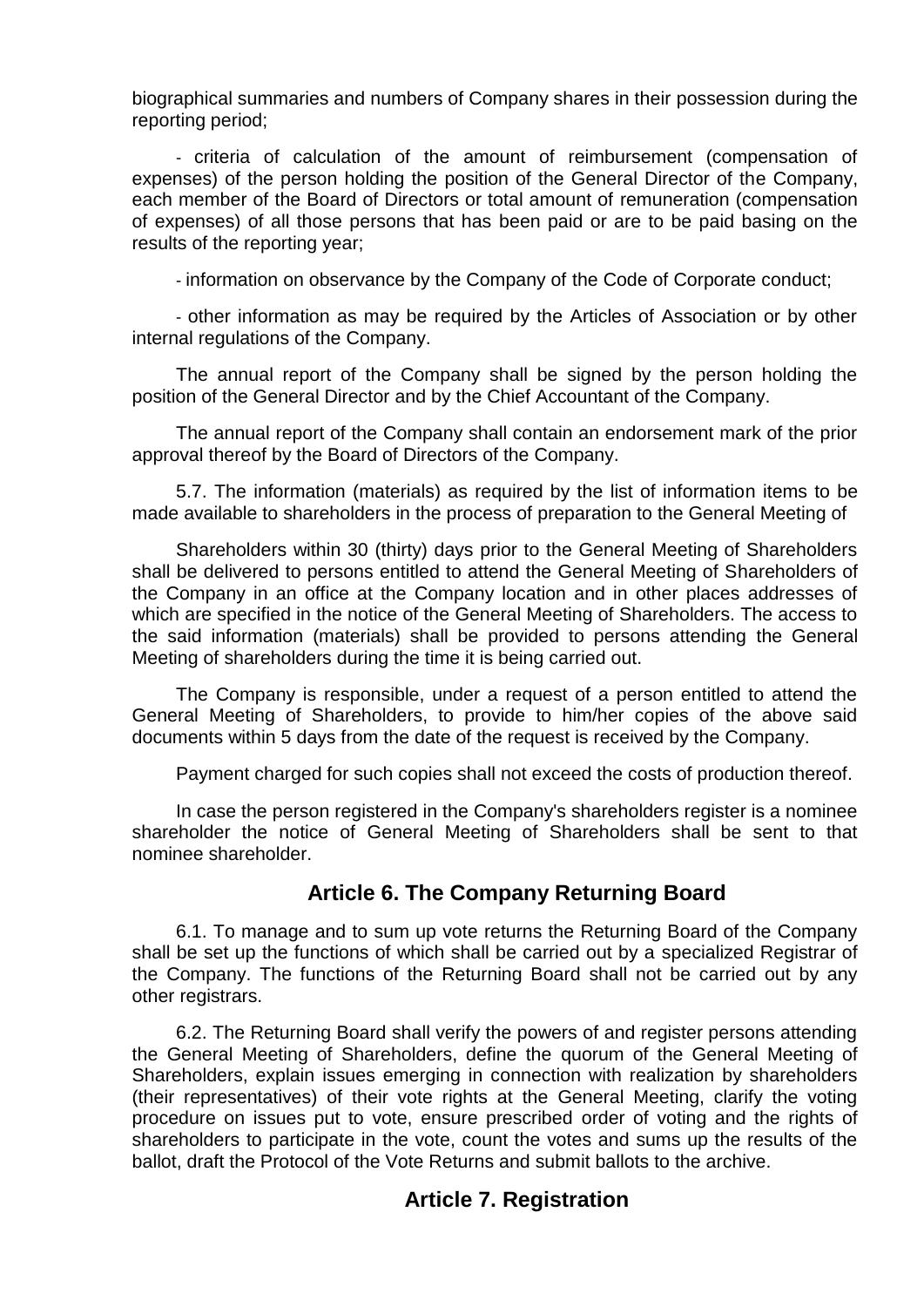biographical summaries and numbers of Company shares in their possession during the reporting period;

- criteria of calculation of the amount of reimbursement (compensation of expenses) of the person holding the position of the General Director of the Company, each member of the Board of Directors or total amount of remuneration (compensation of expenses) of all those persons that has been paid or are to be paid basing on the results of the reporting year;

- information on observance by the Company of the Code of Corporate conduct;

- other information as may be required by the Articles of Association or by other internal regulations of the Company.

The annual report of the Company shall be signed by the person holding the position of the General Director and by the Chief Accountant of the Company.

The annual report of the Company shall contain an endorsement mark of the prior approval thereof by the Board of Directors of the Company.

5.7. The information (materials) as required by the list of information items to be made available to shareholders in the process of preparation to the General Meeting of

Shareholders within 30 (thirty) days prior to the General Meeting of Shareholders shall be delivered to persons entitled to attend the General Meeting of Shareholders of the Company in an office at the Company location and in other places addresses of which are specified in the notice of the General Meeting of Shareholders. The access to the said information (materials) shall be provided to persons attending the General Meeting of shareholders during the time it is being carried out.

The Company is responsible, under a request of a person entitled to attend the General Meeting of Shareholders, to provide to him/her copies of the above said documents within 5 days from the date of the request is received by the Company.

Payment charged for such copies shall not exceed the costs of production thereof.

In case the person registered in the Company's shareholders register is a nominee shareholder the notice of General Meeting of Shareholders shall be sent to that nominee shareholder.

## Article 6. The Company Returning Board

6.1. To manage and to sum up vote returns the Returning Board of the Company shall be set up the functions of which shall be carried out by a specialized Registrar of the Company. The functions of the Returning Board shall not be carried out by any other registrars.

6.2. The Returning Board shall verify the powers of and register persons attending the General Meeting of Shareholders, define the quorum of the General Meeting of Shareholders, explain issues emerging in connection with realization by shareholders (their representatives) of their vote rights at the General Meeting, clarify the voting procedure on issues put to vote, ensure prescribed order of voting and the rights of shareholders to participate in the vote, count the votes and sums up the results of the ballot, draft the Protocol of the Vote Returns and submit ballots to the archive.

## Article 7. Registration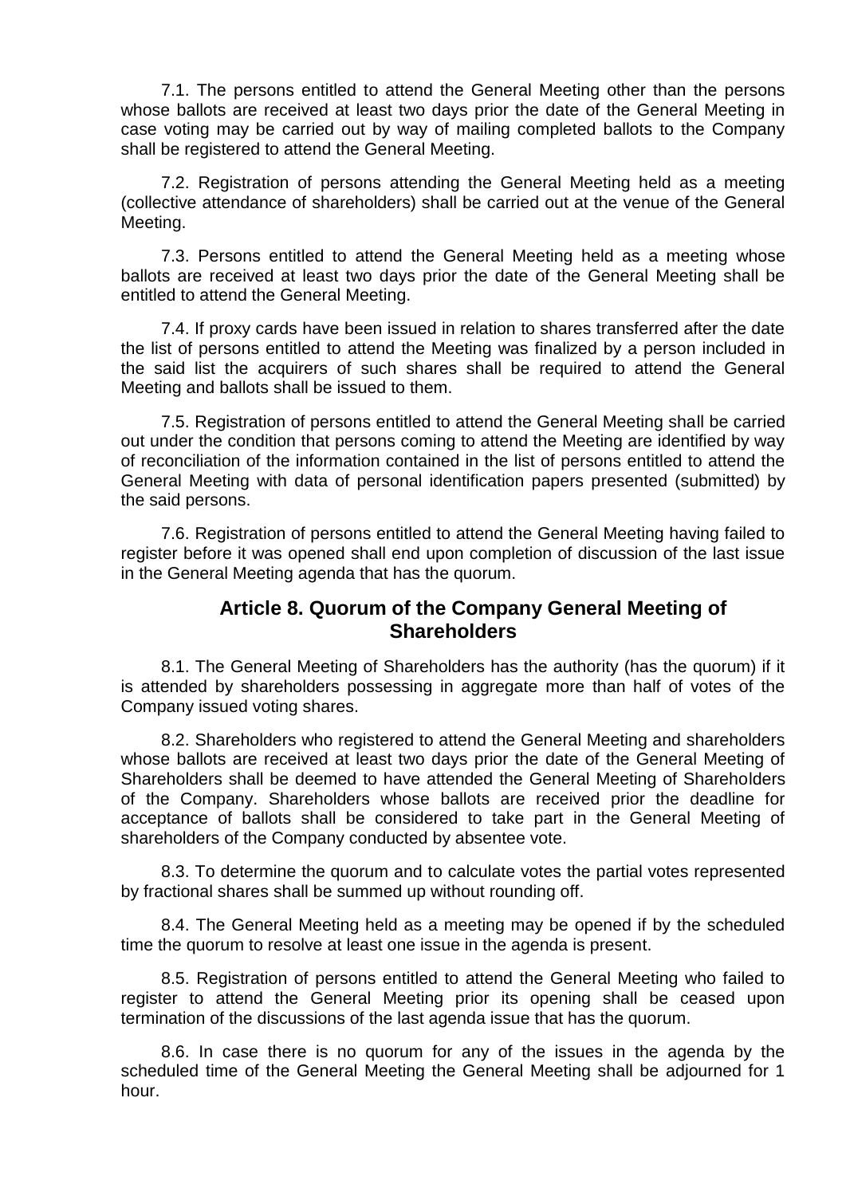7.1. The persons entitled to attend the General Meeting other than the persons whose ballots are received at least two days prior the date of the General Meeting in case voting may be carried out by way of mailing completed ballots to the Company shall be registered to attend the General Meeting.

7.2. Registration of persons attending the General Meeting held as a meeting (collective attendance of shareholders) shall be carried out at the venue of the General Meeting.

7.3. Persons entitled to attend the General Meeting held as a meeting whose ballots are received at least two days prior the date of the General Meeting shall be entitled to attend the General Meeting.

7.4. If proxy cards have been issued in relation to shares transferred after the date the list of persons entitled to attend the Meeting was finalized by a person included in the said list the acquirers of such shares shall be required to attend the General Meeting and ballots shall be issued to them.

7.5. Registration of persons entitled to attend the General Meeting shall be carried out under the condition that persons coming to attend the Meeting are identified by way of reconciliation of the information contained in the list of persons entitled to attend the General Meeting with data of personal identification papers presented (submitted) by the said persons.

7.6. Registration of persons entitled to attend the General Meeting having failed to register before it was opened shall end upon completion of discussion of the last issue in the General Meeting agenda that has the quorum.

## Article 8. Quorum of the Company General Meeting of Shareholders

8.1. The General Meeting of Shareholders has the authority (has the quorum) if it is attended by shareholders possessing in aggregate more than half of votes of the Company issued voting shares.

8.2. Shareholders who registered to attend the General Meeting and shareholders whose ballots are received at least two days prior the date of the General Meeting of Shareholders shall be deemed to have attended the General Meeting of Shareholders of the Company. Shareholders whose ballots are received prior the deadline for acceptance of ballots shall be considered to take part in the General Meeting of shareholders of the Company conducted by absentee vote.

8.3. To determine the quorum and to calculate votes the partial votes represented by fractional shares shall be summed up without rounding off.

8.4. The General Meeting held as a meeting may be opened if by the scheduled time the quorum to resolve at least one issue in the agenda is present.

8.5. Registration of persons entitled to attend the General Meeting who failed to register to attend the General Meeting prior its opening shall be ceased upon termination of the discussions of the last agenda issue that has the quorum.

8.6. In case there is no quorum for any of the issues in the agenda by the scheduled time of the General Meeting the General Meeting shall be adjourned for 1 hour.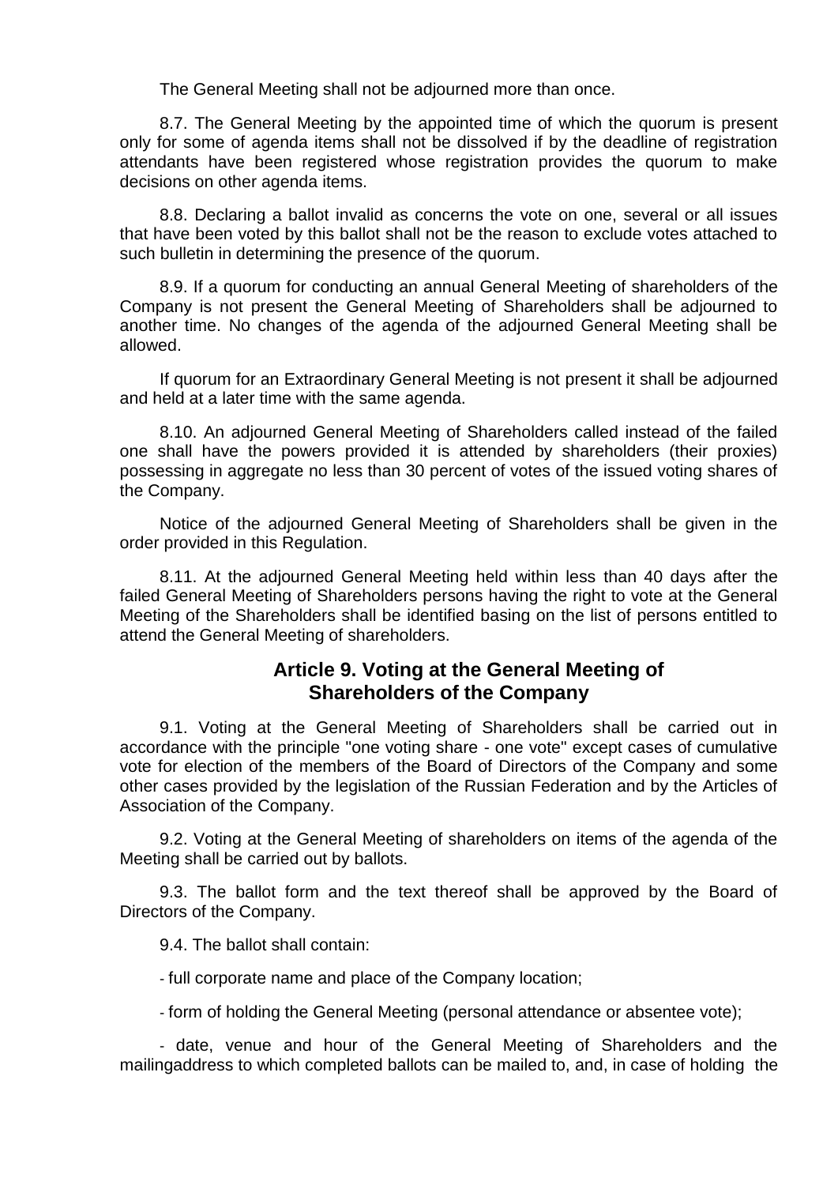The General Meeting shall not be adjourned more than once.

8.7. The General Meeting by the appointed time of which the quorum is present only for some of agenda items shall not be dissolved if by the deadline of registration attendants have been registered whose registration provides the quorum to make decisions on other agenda items.

8.8. Declaring a ballot invalid as concerns the vote on one, several or all issues that have been voted by this ballot shall not be the reason to exclude votes attached to such bulletin in determining the presence of the quorum.

8.9. If a quorum for conducting an annual General Meeting of shareholders of the Company is not present the General Meeting of Shareholders shall be adjourned to another time. No changes of the agenda of the adjourned General Meeting shall be allowed.

If quorum for an Extraordinary General Meeting is not present it shall be adjourned and held at a later time with the same agenda.

8.10. An adjourned General Meeting of Shareholders called instead of the failed one shall have the powers provided it is attended by shareholders (their proxies) possessing in aggregate no less than 30 percent of votes of the issued voting shares of the Company.

Notice of the adjourned General Meeting of Shareholders shall be given in the order provided in this Regulation.

8.11. At the adjourned General Meeting held within less than 40 days after the failed General Meeting of Shareholders persons having the right to vote at the General Meeting of the Shareholders shall be identified basing on the list of persons entitled to attend the General Meeting of shareholders.

## Article 9. Voting at the General Meeting of Shareholders of the Company

9.1. Voting at the General Meeting of Shareholders shall be carried out in accordance with the principle "one voting share - one vote" except cases of cumulative vote for election of the members of the Board of Directors of the Company and some other cases provided by the legislation of the Russian Federation and by the Articles of Association of the Company.

9.2. Voting at the General Meeting of shareholders on items of the agenda of the Meeting shall be carried out by ballots.

9.3. The ballot form and the text thereof shall be approved by the Board of Directors of the Company.

9.4. The ballot shall contain:

- full corporate name and place of the Company location;

- form of holding the General Meeting (personal attendance or absentee vote);

- date, venue and hour of the General Meeting of Shareholders and the mailingaddress to which completed ballots can be mailed to, and, in case of holding the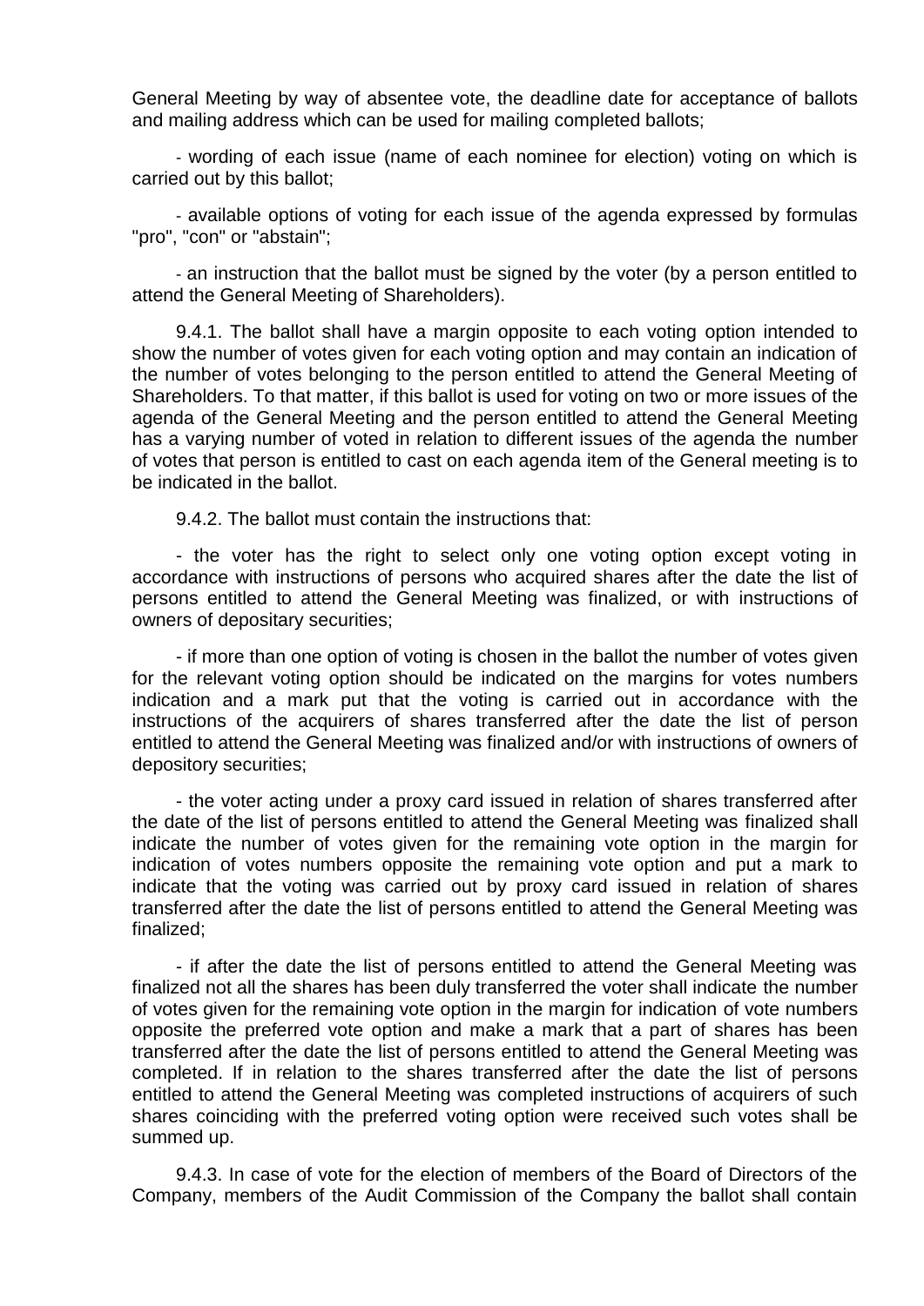General Meeting by way of absentee vote, the deadline date for acceptance of ballots and mailing address which can be used for mailing completed ballots;

- wording of each issue (name of each nominee for election) voting on which is carried out by this ballot;

- available options of voting for each issue of the agenda expressed by formulas "pro", "con" or "abstain";

- an instruction that the ballot must be signed by the voter (by a person entitled to attend the General Meeting of Shareholders).

9.4.1. The ballot shall have a margin opposite to each voting option intended to show the number of votes given for each voting option and may contain an indication of the number of votes belonging to the person entitled to attend the General Meeting of Shareholders. To that matter, if this ballot is used for voting on two or more issues of the agenda of the General Meeting and the person entitled to attend the General Meeting has a varying number of voted in relation to different issues of the agenda the number of votes that person is entitled to cast on each agenda item of the General meeting is to be indicated in the ballot.

9.4.2. The ballot must contain the instructions that:

- the voter has the right to select only one voting option except voting in accordance with instructions of persons who acquired shares after the date the list of persons entitled to attend the General Meeting was finalized, or with instructions of owners of depositary securities;

- if more than one option of voting is chosen in the ballot the number of votes given for the relevant voting option should be indicated on the margins for votes numbers indication and a mark put that the voting is carried out in accordance with the instructions of the acquirers of shares transferred after the date the list of person entitled to attend the General Meeting was finalized and/or with instructions of owners of depository securities;

- the voter acting under a proxy card issued in relation of shares transferred after the date of the list of persons entitled to attend the General Meeting was finalized shall indicate the number of votes given for the remaining vote option in the margin for indication of votes numbers opposite the remaining vote option and put a mark to indicate that the voting was carried out by proxy card issued in relation of shares transferred after the date the list of persons entitled to attend the General Meeting was finalized;

- if after the date the list of persons entitled to attend the General Meeting was finalized not all the shares has been duly transferred the voter shall indicate the number of votes given for the remaining vote option in the margin for indication of vote numbers opposite the preferred vote option and make a mark that a part of shares has been transferred after the date the list of persons entitled to attend the General Meeting was completed. If in relation to the shares transferred after the date the list of persons entitled to attend the General Meeting was completed instructions of acquirers of such shares coinciding with the preferred voting option were received such votes shall be summed up.

9.4.3. In case of vote for the election of members of the Board of Directors of the Company, members of the Audit Commission of the Company the ballot shall contain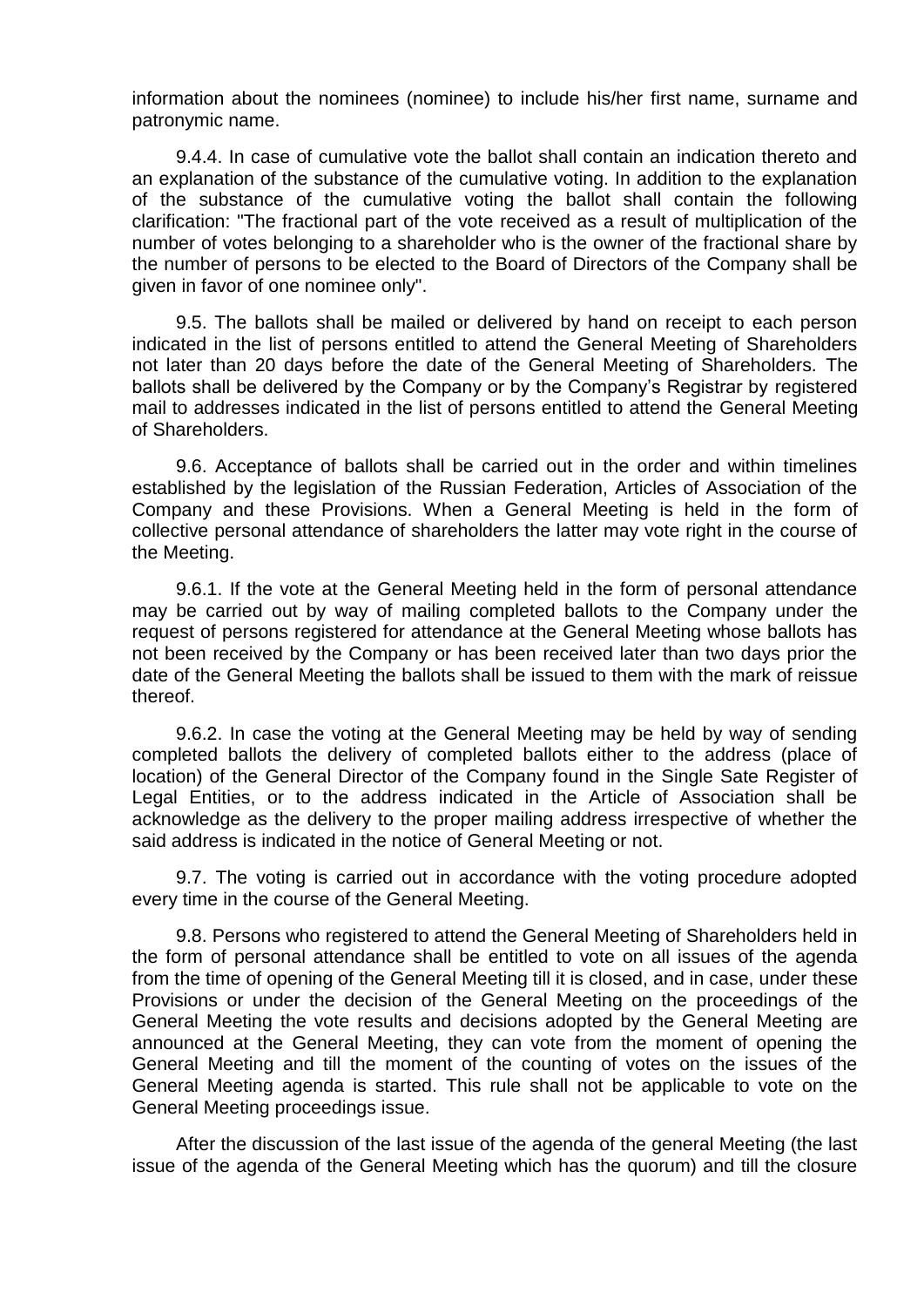information about the nominees (nominee) to include his/her first name, surname and patronymic name.

9.4.4. In case of cumulative vote the ballot shall contain an indication thereto and an explanation of the substance of the cumulative voting. In addition to the explanation of the substance of the cumulative voting the ballot shall contain the following clarification: "The fractional part of the vote received as a result of multiplication of the number of votes belonging to a shareholder who is the owner of the fractional share by the number of persons to be elected to the Board of Directors of the Company shall be given in favor of one nominee only".

9.5. The ballots shall be mailed or delivered by hand on receipt to each person indicated in the list of persons entitled to attend the General Meeting of Shareholders not later than 20 days before the date of the General Meeting of Shareholders. The ballots shall be delivered by the Company or by the Company's Registrar by registered mail to addresses indicated in the list of persons entitled to attend the General Meeting of Shareholders.

9.6. Acceptance of ballots shall be carried out in the order and within timelines established by the legislation of the Russian Federation, Articles of Association of the Company and these Provisions. When a General Meeting is held in the form of collective personal attendance of shareholders the latter may vote right in the course of the Meeting.

9.6.1. If the vote at the General Meeting held in the form of personal attendance may be carried out by way of mailing completed ballots to the Company under the request of persons registered for attendance at the General Meeting whose ballots has not been received by the Company or has been received later than two days prior the date of the General Meeting the ballots shall be issued to them with the mark of reissue thereof.

9.6.2. In case the voting at the General Meeting may be held by way of sending completed ballots the delivery of completed ballots either to the address (place of location) of the General Director of the Company found in the Single Sate Register of Legal Entities, or to the address indicated in the Article of Association shall be acknowledge as the delivery to the proper mailing address irrespective of whether the said address is indicated in the notice of General Meeting or not.

9.7. The voting is carried out in accordance with the voting procedure adopted every time in the course of the General Meeting.

9.8. Persons who registered to attend the General Meeting of Shareholders held in the form of personal attendance shall be entitled to vote on all issues of the agenda from the time of opening of the General Meeting till it is closed, and in case, under these Provisions or under the decision of the General Meeting on the proceedings of the General Meeting the vote results and decisions adopted by the General Meeting are announced at the General Meeting, they can vote from the moment of opening the General Meeting and till the moment of the counting of votes on the issues of the General Meeting agenda is started. This rule shall not be applicable to vote on the General Meeting proceedings issue.

After the discussion of the last issue of the agenda of the general Meeting (the last issue of the agenda of the General Meeting which has the quorum) and till the closure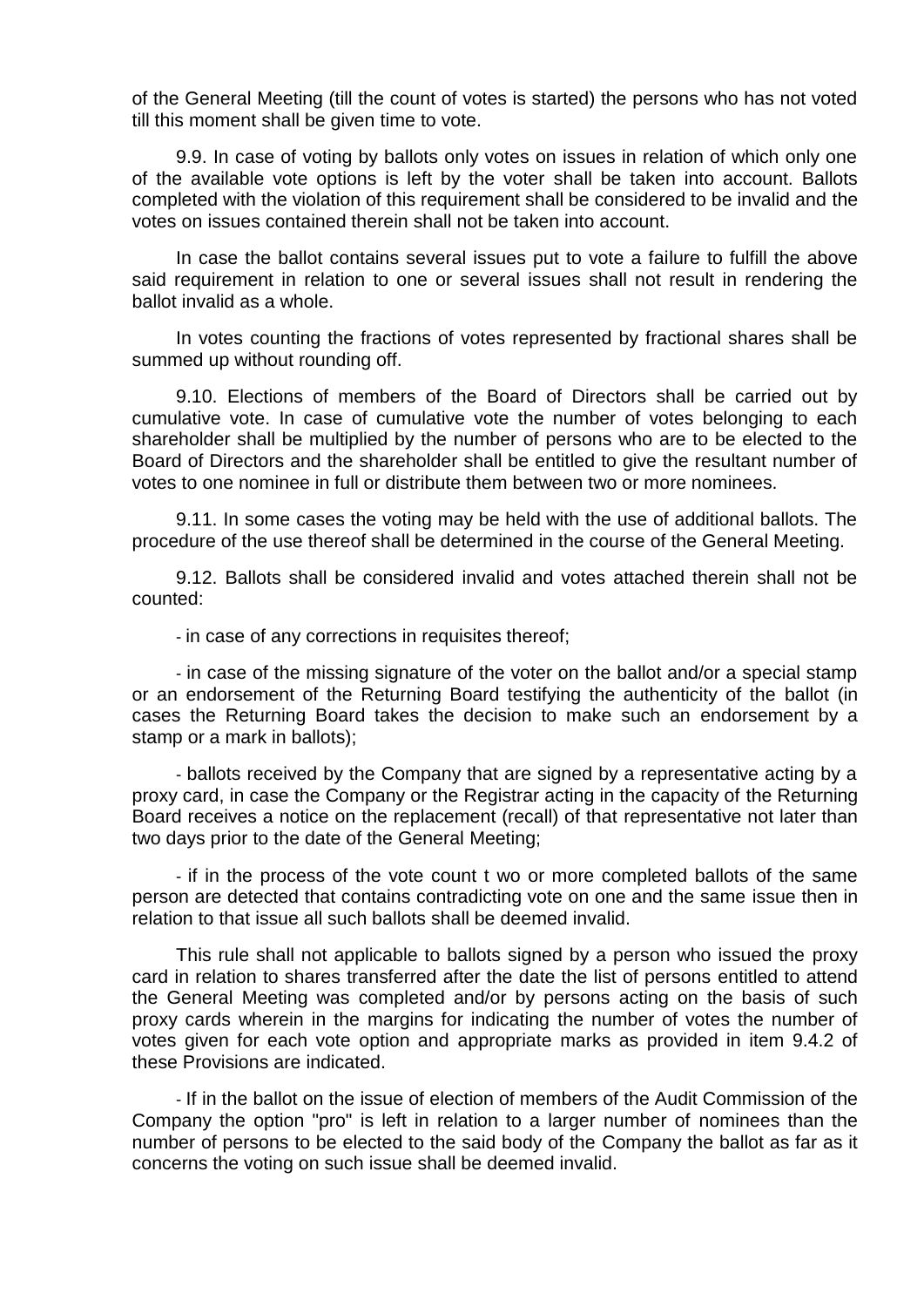of the General Meeting (till the count of votes is started) the persons who has not voted till this moment shall be given time to vote.

9.9. In case of voting by ballots only votes on issues in relation of which only one of the available vote options is left by the voter shall be taken into account. Ballots completed with the violation of this requirement shall be considered to be invalid and the votes on issues contained therein shall not be taken into account.

In case the ballot contains several issues put to vote a failure to fulfill the above said requirement in relation to one or several issues shall not result in rendering the ballot invalid as a whole.

In votes counting the fractions of votes represented by fractional shares shall be summed up without rounding off.

9.10. Elections of members of the Board of Directors shall be carried out by cumulative vote. In case of cumulative vote the number of votes belonging to each shareholder shall be multiplied by the number of persons who are to be elected to the Board of Directors and the shareholder shall be entitled to give the resultant number of votes to one nominee in full or distribute them between two or more nominees.

9.11. In some cases the voting may be held with the use of additional ballots. The procedure of the use thereof shall be determined in the course of the General Meeting.

9.12. Ballots shall be considered invalid and votes attached therein shall not be counted:

- in case of any corrections in requisites thereof;

- in case of the missing signature of the voter on the ballot and/or a special stamp or an endorsement of the Returning Board testifying the authenticity of the ballot (in cases the Returning Board takes the decision to make such an endorsement by a stamp or a mark in ballots);

- ballots received by the Company that are signed by a representative acting by a proxy card, in case the Company or the Registrar acting in the capacity of the Returning Board receives a notice on the replacement (recall) of that representative not later than two days prior to the date of the General Meeting;

- if in the process of the vote count t wo or more completed ballots of the same person are detected that contains contradicting vote on one and the same issue then in relation to that issue all such ballots shall be deemed invalid.

This rule shall not applicable to ballots signed by a person who issued the proxy card in relation to shares transferred after the date the list of persons entitled to attend the General Meeting was completed and/or by persons acting on the basis of such proxy cards wherein in the margins for indicating the number of votes the number of votes given for each vote option and appropriate marks as provided in item 9.4.2 of these Provisions are indicated.

- If in the ballot on the issue of election of members of the Audit Commission of the Company the option "pro" is left in relation to a larger number of nominees than the number of persons to be elected to the said body of the Company the ballot as far as it concerns the voting on such issue shall be deemed invalid.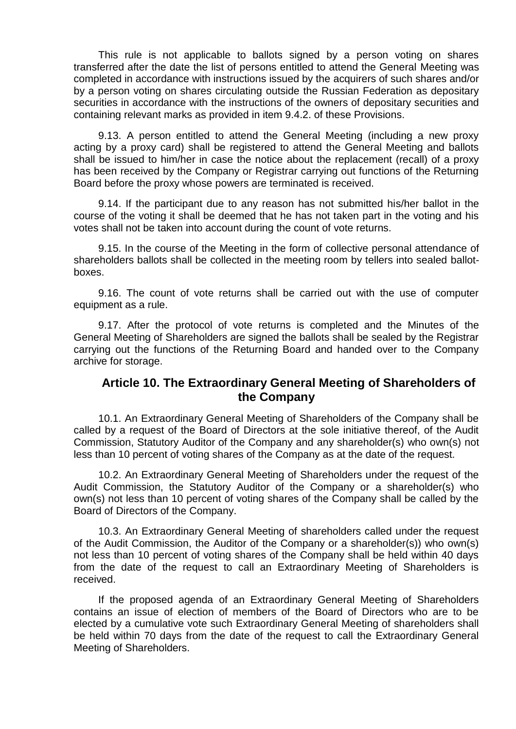This rule is not applicable to ballots signed by a person voting on shares transferred after the date the list of persons entitled to attend the General Meeting was completed in accordance with instructions issued by the acquirers of such shares and/or by a person voting on shares circulating outside the Russian Federation as depositary securities in accordance with the instructions of the owners of depositary securities and containing relevant marks as provided in item 9.4.2. of these Provisions.

9.13. A person entitled to attend the General Meeting (including a new proxy acting by a proxy card) shall be registered to attend the General Meeting and ballots shall be issued to him/her in case the notice about the replacement (recall) of a proxy has been received by the Company or Registrar carrying out functions of the Returning Board before the proxy whose powers are terminated is received.

9.14. If the participant due to any reason has not submitted his/her ballot in the course of the voting it shall be deemed that he has not taken part in the voting and his votes shall not be taken into account during the count of vote returns.

9.15. In the course of the Meeting in the form of collective personal attendance of shareholders ballots shall be collected in the meeting room by tellers into sealed ballot-boxes.

9.16. The count of vote returns shall be carried out with the use of computer equipment as a rule.

9.17. After the protocol of vote returns is completed and the Minutes of the General Meeting of Shareholders are signed the ballots shall be sealed by the Registrar carrying out the functions of the Returning Board and handed over to the Company archive for storage.

## Article 10. The Extraordinary General Meeting of Shareholders of the Company

10.1. An Extraordinary General Meeting of Shareholders of the Company shall be called by a request of the Board of Directors at the sole initiative thereof, of the Audit Commission, Statutory Auditor of the Company and any shareholder(s) who own(s) not less than 10 percent of voting shares of the Company as at the date of the request.

10.2. An Extraordinary General Meeting of Shareholders under the request of the Audit Commission, the Statutory Auditor of the Company or a shareholder(s) who own(s) not less than 10 percent of voting shares of the Company shall be called by the Board of Directors of the Company.

10.3. An Extraordinary General Meeting of shareholders called under the request of the Audit Commission, the Auditor of the Company or a shareholder(s)) who own(s) not less than 10 percent of voting shares of the Company shall be held within 40 days from the date of the request to call an Extraordinary Meeting of Shareholders is received.

If the proposed agenda of an Extraordinary General Meeting of Shareholders contains an issue of election of members of the Board of Directors who are to be elected by a cumulative vote such Extraordinary General Meeting of shareholders shall be held within 70 days from the date of the request to call the Extraordinary General Meeting of Shareholders.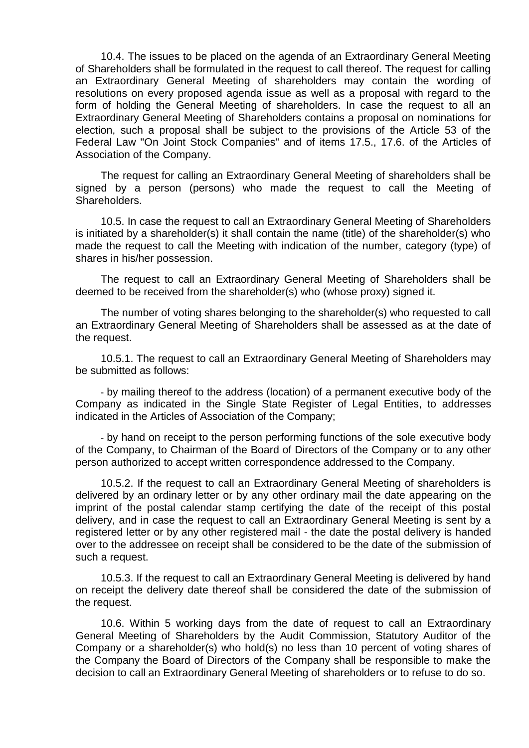10.4. The issues to be placed on the agenda of an Extraordinary General Meeting of Shareholders shall be formulated in the request to call thereof. The request for calling an Extraordinary General Meeting of shareholders may contain the wording of resolutions on every proposed agenda issue as well as a proposal with regard to the form of holding the General Meeting of shareholders. In case the request to all an Extraordinary General Meeting of Shareholders contains a proposal on nominations for election, such a proposal shall be subject to the provisions of the Article 53 of the Federal Law "On Joint Stock Companies" and of items 17.5., 17.6. of the Articles of Association of the Company.

The request for calling an Extraordinary General Meeting of shareholders shall be signed by a person (persons) who made the request to call the Meeting of Shareholders.

10.5. In case the request to call an Extraordinary General Meeting of Shareholders is initiated by a shareholder(s) it shall contain the name (title) of the shareholder(s) who made the request to call the Meeting with indication of the number, category (type) of shares in his/her possession.

The request to call an Extraordinary General Meeting of Shareholders shall be deemed to be received from the shareholder(s) who (whose proxy) signed it.

The number of voting shares belonging to the shareholder(s) who requested to call an Extraordinary General Meeting of Shareholders shall be assessed as at the date of the request.

10.5.1. The request to call an Extraordinary General Meeting of Shareholders may be submitted as follows:

- by mailing thereof to the address (location) of a permanent executive body of the Company as indicated in the Single State Register of Legal Entities, to addresses indicated in the Articles of Association of the Company;

- by hand on receipt to the person performing functions of the sole executive body of the Company, to Chairman of the Board of Directors of the Company or to any other person authorized to accept written correspondence addressed to the Company.

10.5.2. If the request to call an Extraordinary General Meeting of shareholders is delivered by an ordinary letter or by any other ordinary mail the date appearing on the imprint of the postal calendar stamp certifying the date of the receipt of this postal delivery, and in case the request to call an Extraordinary General Meeting is sent by a registered letter or by any other registered mail - the date the postal delivery is handed over to the addressee on receipt shall be considered to be the date of the submission of such a request.

10.5.3. If the request to call an Extraordinary General Meeting is delivered by hand on receipt the delivery date thereof shall be considered the date of the submission of the request.

10.6. Within 5 working days from the date of request to call an Extraordinary General Meeting of Shareholders by the Audit Commission, Statutory Auditor of the Company or a shareholder(s) who hold(s) no less than 10 percent of voting shares of the Company the Board of Directors of the Company shall be responsible to make the decision to call an Extraordinary General Meeting of shareholders or to refuse to do so.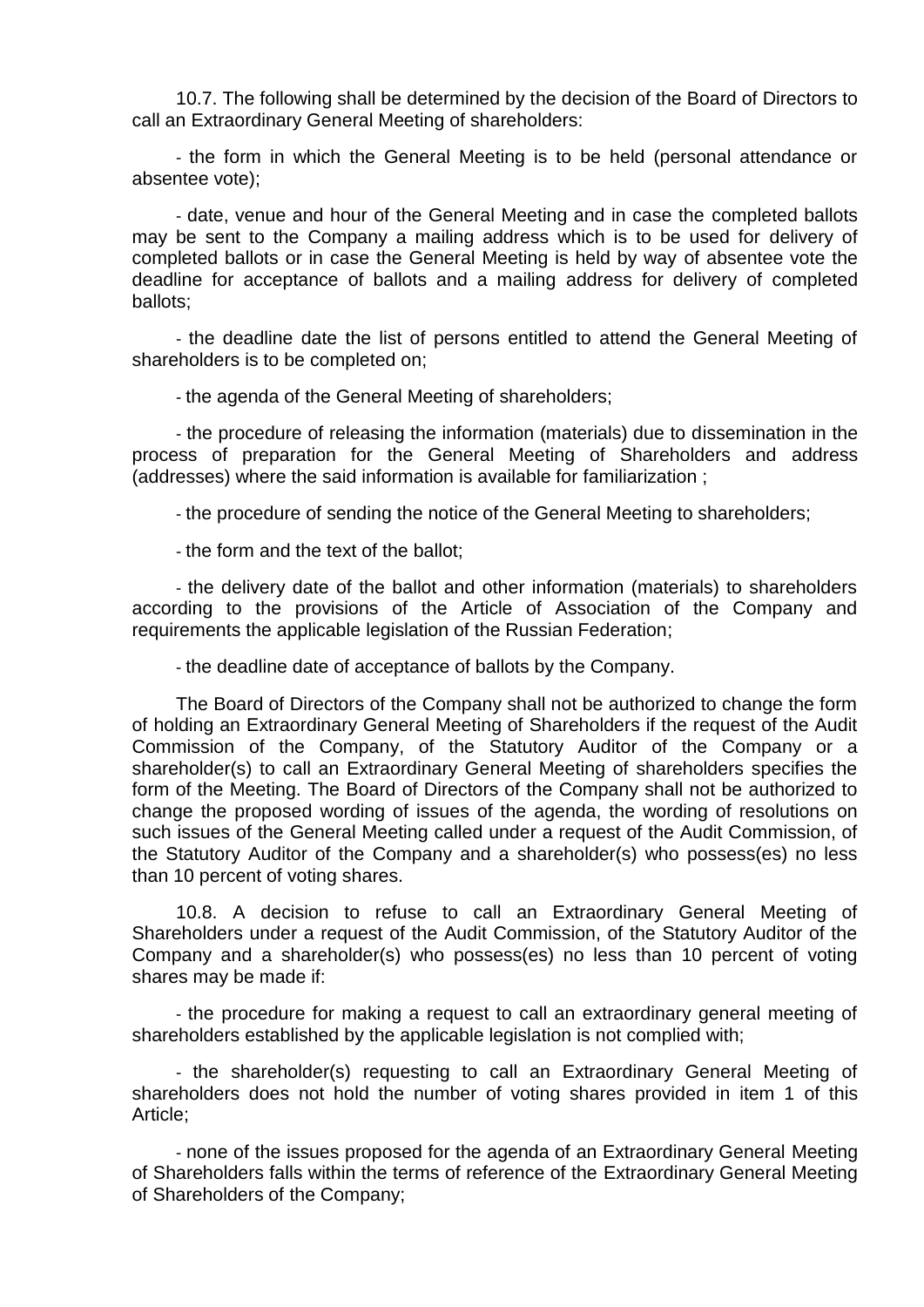10.7. The following shall be determined by the decision of the Board of Directors to call an Extraordinary General Meeting of shareholders:

- the form in which the General Meeting is to be held (personal attendance or absentee vote);

- date, venue and hour of the General Meeting and in case the completed ballots may be sent to the Company a mailing address which is to be used for delivery of completed ballots or in case the General Meeting is held by way of absentee vote the deadline for acceptance of ballots and a mailing address for delivery of completed ballots;

- the deadline date the list of persons entitled to attend the General Meeting of shareholders is to be completed on;

- the agenda of the General Meeting of shareholders;

- the procedure of releasing the information (materials) due to dissemination in the process of preparation for the General Meeting of Shareholders and address (addresses) where the said information is available for familiarization ;

- the procedure of sending the notice of the General Meeting to shareholders;

- the form and the text of the ballot;

- the delivery date of the ballot and other information (materials) to shareholders according to the provisions of the Article of Association of the Company and requirements the applicable legislation of the Russian Federation;

- the deadline date of acceptance of ballots by the Company.

The Board of Directors of the Company shall not be authorized to change the form of holding an Extraordinary General Meeting of Shareholders if the request of the Audit Commission of the Company, of the Statutory Auditor of the Company or a shareholder(s) to call an Extraordinary General Meeting of shareholders specifies the form of the Meeting. The Board of Directors of the Company shall not be authorized to change the proposed wording of issues of the agenda, the wording of resolutions on such issues of the General Meeting called under a request of the Audit Commission, of the Statutory Auditor of the Company and a shareholder(s) who possess(es) no less than 10 percent of voting shares.

10.8. A decision to refuse to call an Extraordinary General Meeting of Shareholders under a request of the Audit Commission, of the Statutory Auditor of the Company and a shareholder(s) who possess(es) no less than 10 percent of voting shares may be made if:

- the procedure for making a request to call an extraordinary general meeting of shareholders established by the applicable legislation is not complied with;

- the shareholder(s) requesting to call an Extraordinary General Meeting of shareholders does not hold the number of voting shares provided in item 1 of this Article;

- none of the issues proposed for the agenda of an Extraordinary General Meeting of Shareholders falls within the terms of reference of the Extraordinary General Meeting of Shareholders of the Company;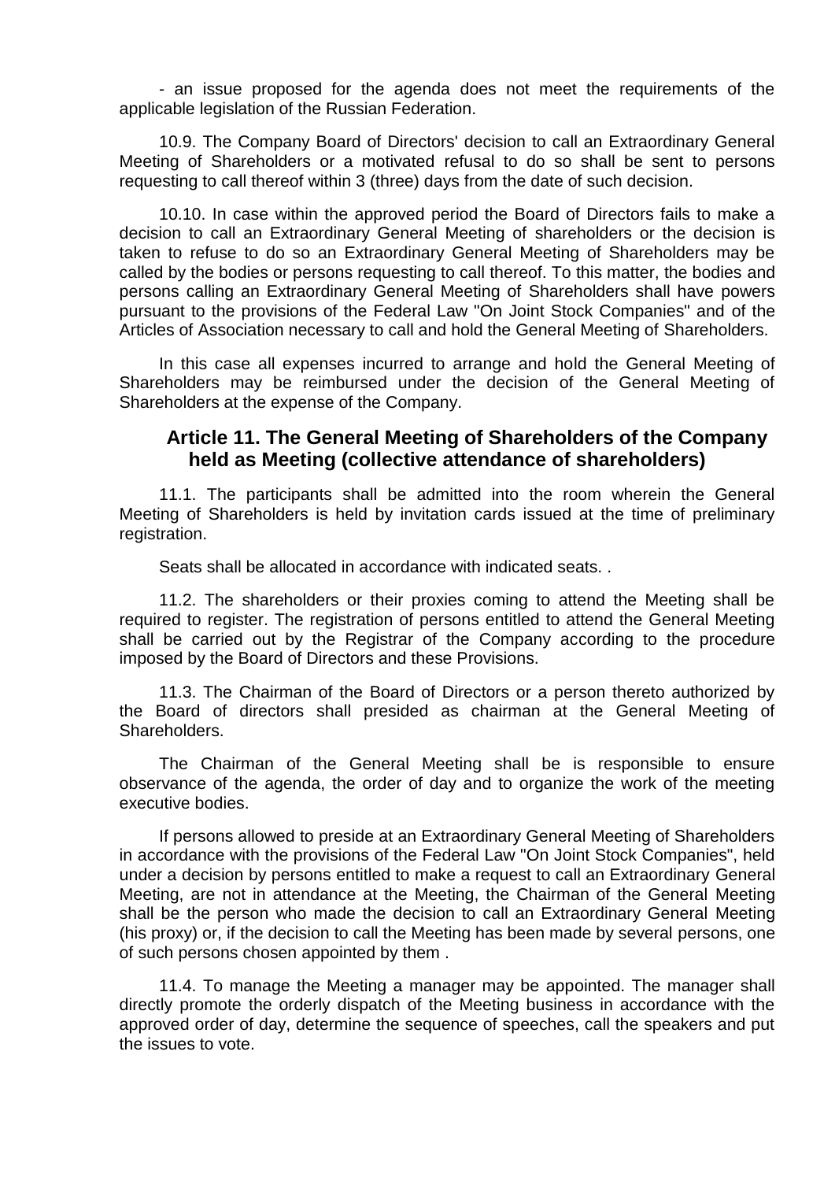- an issue proposed for the agenda does not meet the requirements of the applicable legislation of the Russian Federation.

10.9. The Company Board of Directors' decision to call an Extraordinary General Meeting of Shareholders or a motivated refusal to do so shall be sent to persons requesting to call thereof within 3 (three) days from the date of such decision.

10.10. In case within the approved period the Board of Directors fails to make a decision to call an Extraordinary General Meeting of shareholders or the decision is taken to refuse to do so an Extraordinary General Meeting of Shareholders may be called by the bodies or persons requesting to call thereof. To this matter, the bodies and persons calling an Extraordinary General Meeting of Shareholders shall have powers pursuant to the provisions of the Federal Law "On Joint Stock Companies" and of the Articles of Association necessary to call and hold the General Meeting of Shareholders.

In this case all expenses incurred to arrange and hold the General Meeting of Shareholders may be reimbursed under the decision of the General Meeting of Shareholders at the expense of the Company.

## Article 11. The General Meeting of Shareholders of the Company held as Meeting (collective attendance of shareholders)

11.1. The participants shall be admitted into the room wherein the General Meeting of Shareholders is held by invitation cards issued at the time of preliminary registration.

Seats shall be allocated in accordance with indicated seats. .

11.2. The shareholders or their proxies coming to attend the Meeting shall be required to register. The registration of persons entitled to attend the General Meeting shall be carried out by the Registrar of the Company according to the procedure imposed by the Board of Directors and these Provisions.

11.3. The Chairman of the Board of Directors or a person thereto authorized by the Board of directors shall presided as chairman at the General Meeting of Shareholders.

The Chairman of the General Meeting shall be is responsible to ensure observance of the agenda, the order of day and to organize the work of the meeting executive bodies.

If persons allowed to preside at an Extraordinary General Meeting of Shareholders in accordance with the provisions of the Federal Law "On Joint Stock Companies", held under a decision by persons entitled to make a request to call an Extraordinary General Meeting, are not in attendance at the Meeting, the Chairman of the General Meeting shall be the person who made the decision to call an Extraordinary General Meeting (his proxy) or, if the decision to call the Meeting has been made by several persons, one of such persons chosen appointed by them .

11.4. To manage the Meeting a manager may be appointed. The manager shall directly promote the orderly dispatch of the Meeting business in accordance with the approved order of day, determine the sequence of speeches, call the speakers and put the issues to vote.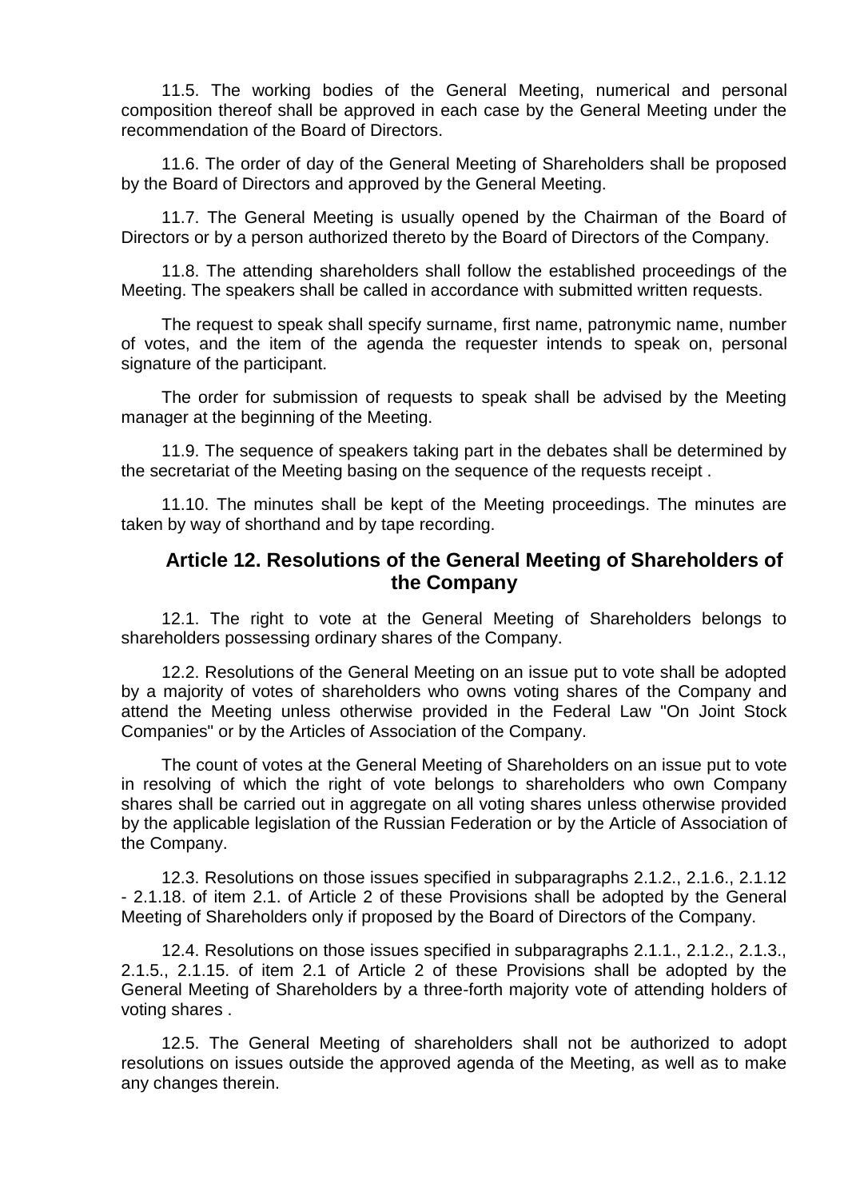11.5. The working bodies of the General Meeting, numerical and personal composition thereof shall be approved in each case by the General Meeting under the recommendation of the Board of Directors.

11.6. The order of day of the General Meeting of Shareholders shall be proposed by the Board of Directors and approved by the General Meeting.

11.7. The General Meeting is usually opened by the Chairman of the Board of Directors or by a person authorized thereto by the Board of Directors of the Company.

11.8. The attending shareholders shall follow the established proceedings of the Meeting. The speakers shall be called in accordance with submitted written requests.

The request to speak shall specify surname, first name, patronymic name, number of votes, and the item of the agenda the requester intends to speak on, personal signature of the participant.

The order for submission of requests to speak shall be advised by the Meeting manager at the beginning of the Meeting.

11.9. The sequence of speakers taking part in the debates shall be determined by the secretariat of the Meeting basing on the sequence of the requests receipt .

11.10. The minutes shall be kept of the Meeting proceedings. The minutes are taken by way of shorthand and by tape recording.

## Article 12. Resolutions of the General Meeting of Shareholders of the Company

12.1. The right to vote at the General Meeting of Shareholders belongs to shareholders possessing ordinary shares of the Company.

12.2. Resolutions of the General Meeting on an issue put to vote shall be adopted by a majority of votes of shareholders who owns voting shares of the Company and attend the Meeting unless otherwise provided in the Federal Law "On Joint Stock Companies" or by the Articles of Association of the Company.

The count of votes at the General Meeting of Shareholders on an issue put to vote in resolving of which the right of vote belongs to shareholders who own Company shares shall be carried out in aggregate on all voting shares unless otherwise provided by the applicable legislation of the Russian Federation or by the Article of Association of the Company.

12.3. Resolutions on those issues specified in subparagraphs 2.1.2., 2.1.6., 2.1.12 - 2.1.18. of item 2.1. of Article 2 of these Provisions shall be adopted by the General Meeting of Shareholders only if proposed by the Board of Directors of the Company.

12.4. Resolutions on those issues specified in subparagraphs 2.1.1., 2.1.2., 2.1.3., 2.1.5., 2.1.15. of item 2.1 of Article 2 of these Provisions shall be adopted by the General Meeting of Shareholders by a three-forth majority vote of attending holders of voting shares .

12.5. The General Meeting of shareholders shall not be authorized to adopt resolutions on issues outside the approved agenda of the Meeting, as well as to make any changes therein.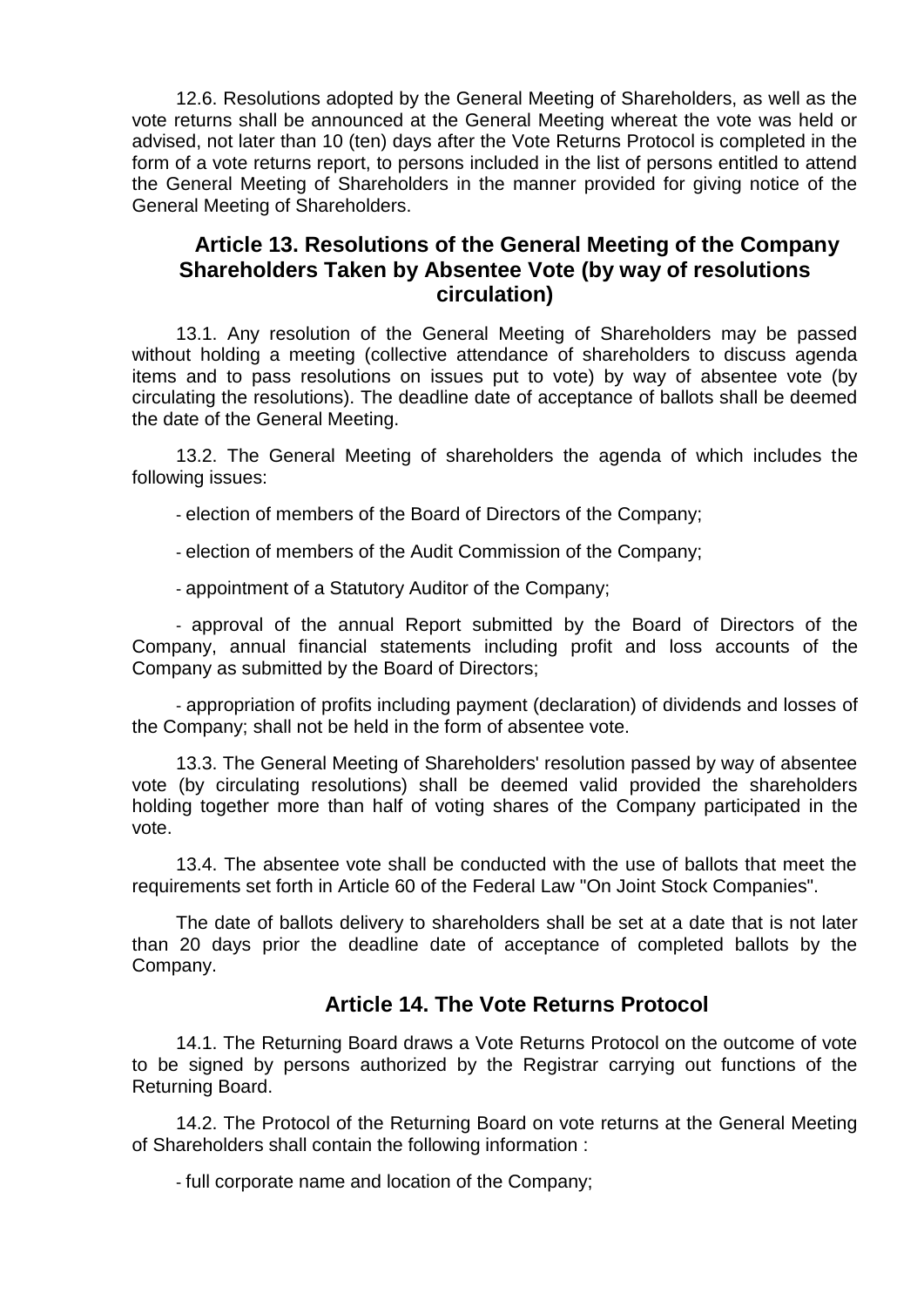12.6. Resolutions adopted by the General Meeting of Shareholders, as well as the vote returns shall be announced at the General Meeting whereat the vote was held or advised, not later than 10 (ten) days after the Vote Returns Protocol is completed in the form of a vote returns report, to persons included in the list of persons entitled to attend the General Meeting of Shareholders in the manner provided for giving notice of the General Meeting of Shareholders.

## Article 13. Resolutions of the General Meeting of the Company Shareholders Taken by Absentee Vote (by way of resolutions circulation)

13.1. Any resolution of the General Meeting of Shareholders may be passed without holding a meeting (collective attendance of shareholders to discuss agenda items and to pass resolutions on issues put to vote) by way of absentee vote (by circulating the resolutions). The deadline date of acceptance of ballots shall be deemed the date of the General Meeting.

13.2. The General Meeting of shareholders the agenda of which includes the following issues:

- election of members of the Board of Directors of the Company;
- election of members of the Audit Commission of the Company;
- appointment of a Statutory Auditor of the Company;
- approval of the annual Report submitted by the Board of Directors of the Company, annual financial statements including profit and loss accounts of the Company as submitted by the Board of Directors;
- appropriation of profits including payment (declaration) of dividends and losses of the Company; shall not be held in the form of absentee vote.

13.3. The General Meeting of Shareholders' resolution passed by way of absentee vote (by circulating resolutions) shall be deemed valid provided the shareholders holding together more than half of voting shares of the Company participated in the vote.

13.4. The absentee vote shall be conducted with the use of ballots that meet the requirements set forth in Article 60 of the Federal Law "On Joint Stock Companies".

The date of ballots delivery to shareholders shall be set at a date that is not later than 20 days prior the deadline date of acceptance of completed ballots by the Company.

## Article 14. The Vote Returns Protocol

14.1. The Returning Board draws a Vote Returns Protocol on the outcome of vote to be signed by persons authorized by the Registrar carrying out functions of the Returning Board.

14.2. The Protocol of the Returning Board on vote returns at the General Meeting of Shareholders shall contain the following information :

- full corporate name and location of the Company;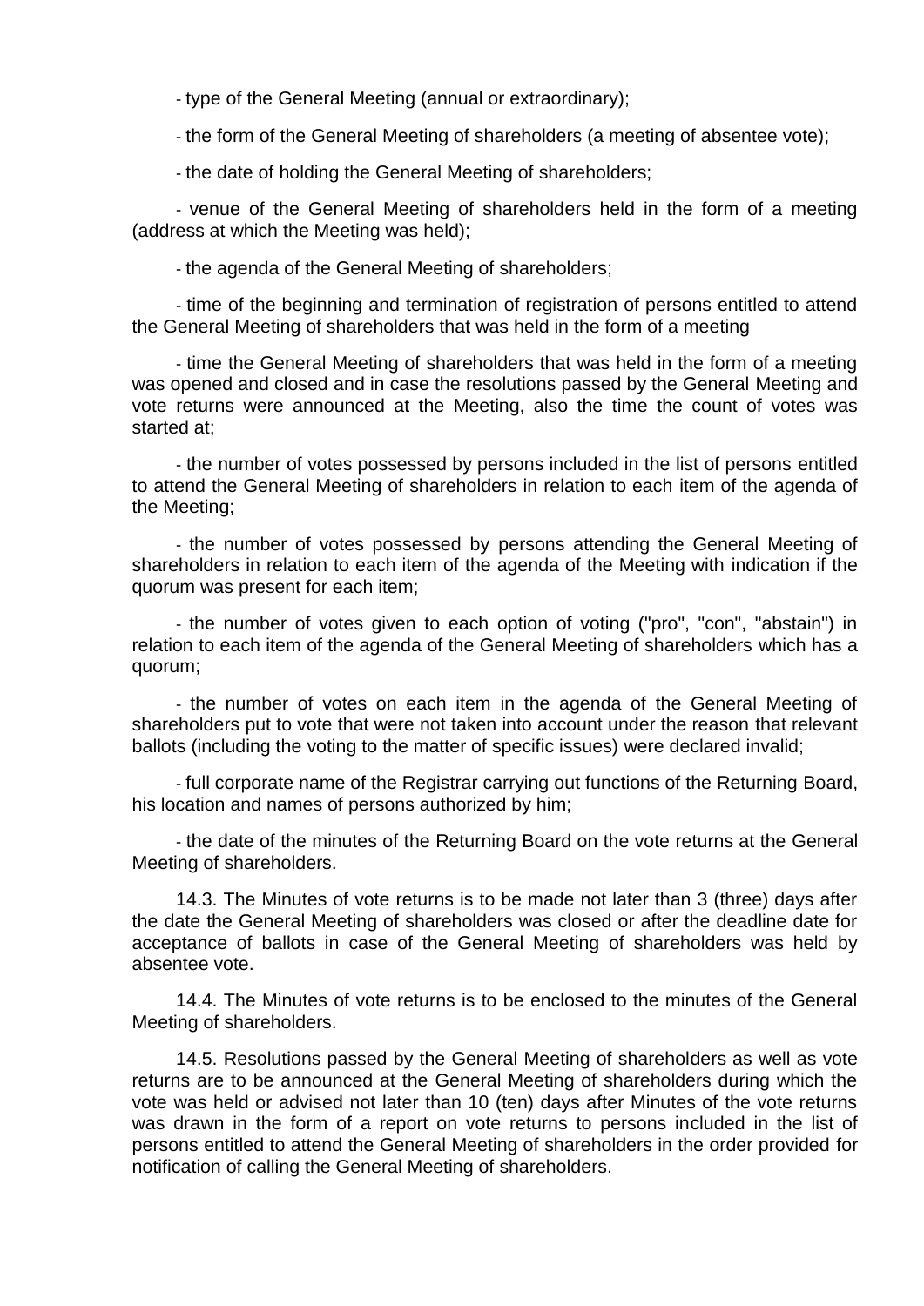- type of the General Meeting (annual or extraordinary);

- the form of the General Meeting of shareholders (a meeting of absentee vote);

- the date of holding the General Meeting of shareholders;

- venue of the General Meeting of shareholders held in the form of a meeting (address at which the Meeting was held);

- the agenda of the General Meeting of shareholders;

- time of the beginning and termination of registration of persons entitled to attend the General Meeting of shareholders that was held in the form of a meeting

- time the General Meeting of shareholders that was held in the form of a meeting was opened and closed and in case the resolutions passed by the General Meeting and vote returns were announced at the Meeting, also the time the count of votes was started at;

- the number of votes possessed by persons included in the list of persons entitled to attend the General Meeting of shareholders in relation to each item of the agenda of the Meeting;

- the number of votes possessed by persons attending the General Meeting of shareholders in relation to each item of the agenda of the Meeting with indication if the quorum was present for each item;

- the number of votes given to each option of voting ("pro", "con", "abstain") in relation to each item of the agenda of the General Meeting of shareholders which has a quorum;

- the number of votes on each item in the agenda of the General Meeting of shareholders put to vote that were not taken into account under the reason that relevant ballots (including the voting to the matter of specific issues) were declared invalid;

- full corporate name of the Registrar carrying out functions of the Returning Board, his location and names of persons authorized by him;

- the date of the minutes of the Returning Board on the vote returns at the General Meeting of shareholders.

14.3. The Minutes of vote returns is to be made not later than 3 (three) days after the date the General Meeting of shareholders was closed or after the deadline date for acceptance of ballots in case of the General Meeting of shareholders was held by absentee vote.

14.4. The Minutes of vote returns is to be enclosed to the minutes of the General Meeting of shareholders.

14.5. Resolutions passed by the General Meeting of shareholders as well as vote returns are to be announced at the General Meeting of shareholders during which the vote was held or advised not later than 10 (ten) days after Minutes of the vote returns was drawn in the form of a report on vote returns to persons included in the list of persons entitled to attend the General Meeting of shareholders in the order provided for notification of calling the General Meeting of shareholders.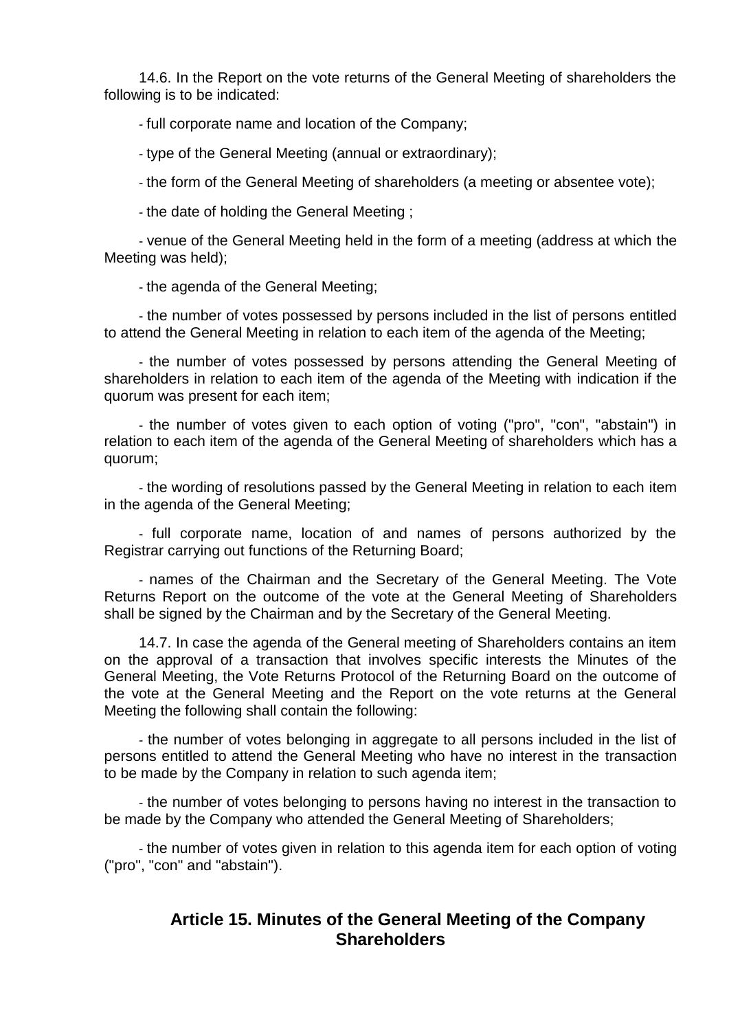14.6. In the Report on the vote returns of the General Meeting of shareholders the following is to be indicated:

- full corporate name and location of the Company;
- type of the General Meeting (annual or extraordinary);
- the form of the General Meeting of shareholders (a meeting or absentee vote);
- the date of holding the General Meeting ;
- venue of the General Meeting held in the form of a meeting (address at which the Meeting was held);
- the agenda of the General Meeting;
- the number of votes possessed by persons included in the list of persons entitled to attend the General Meeting in relation to each item of the agenda of the Meeting;
- the number of votes possessed by persons attending the General Meeting of shareholders in relation to each item of the agenda of the Meeting with indication if the quorum was present for each item;
- the number of votes given to each option of voting ("pro", "con", "abstain") in relation to each item of the agenda of the General Meeting of shareholders which has a quorum;
- the wording of resolutions passed by the General Meeting in relation to each item in the agenda of the General Meeting;
- full corporate name, location of and names of persons authorized by the Registrar carrying out functions of the Returning Board;
- names of the Chairman and the Secretary of the General Meeting. The Vote Returns Report on the outcome of the vote at the General Meeting of Shareholders shall be signed by the Chairman and by the Secretary of the General Meeting.

14.7. In case the agenda of the General meeting of Shareholders contains an item on the approval of a transaction that involves specific interests the Minutes of the General Meeting, the Vote Returns Protocol of the Returning Board on the outcome of the vote at the General Meeting and the Report on the vote returns at the General Meeting the following shall contain the following:

- the number of votes belonging in aggregate to all persons included in the list of persons entitled to attend the General Meeting who have no interest in the transaction to be made by the Company in relation to such agenda item;
- the number of votes belonging to persons having no interest in the transaction to be made by the Company who attended the General Meeting of Shareholders;
- the number of votes given in relation to this agenda item for each option of voting ("pro", "con" and "abstain").

## Article 15. Minutes of the General Meeting of the Company Shareholders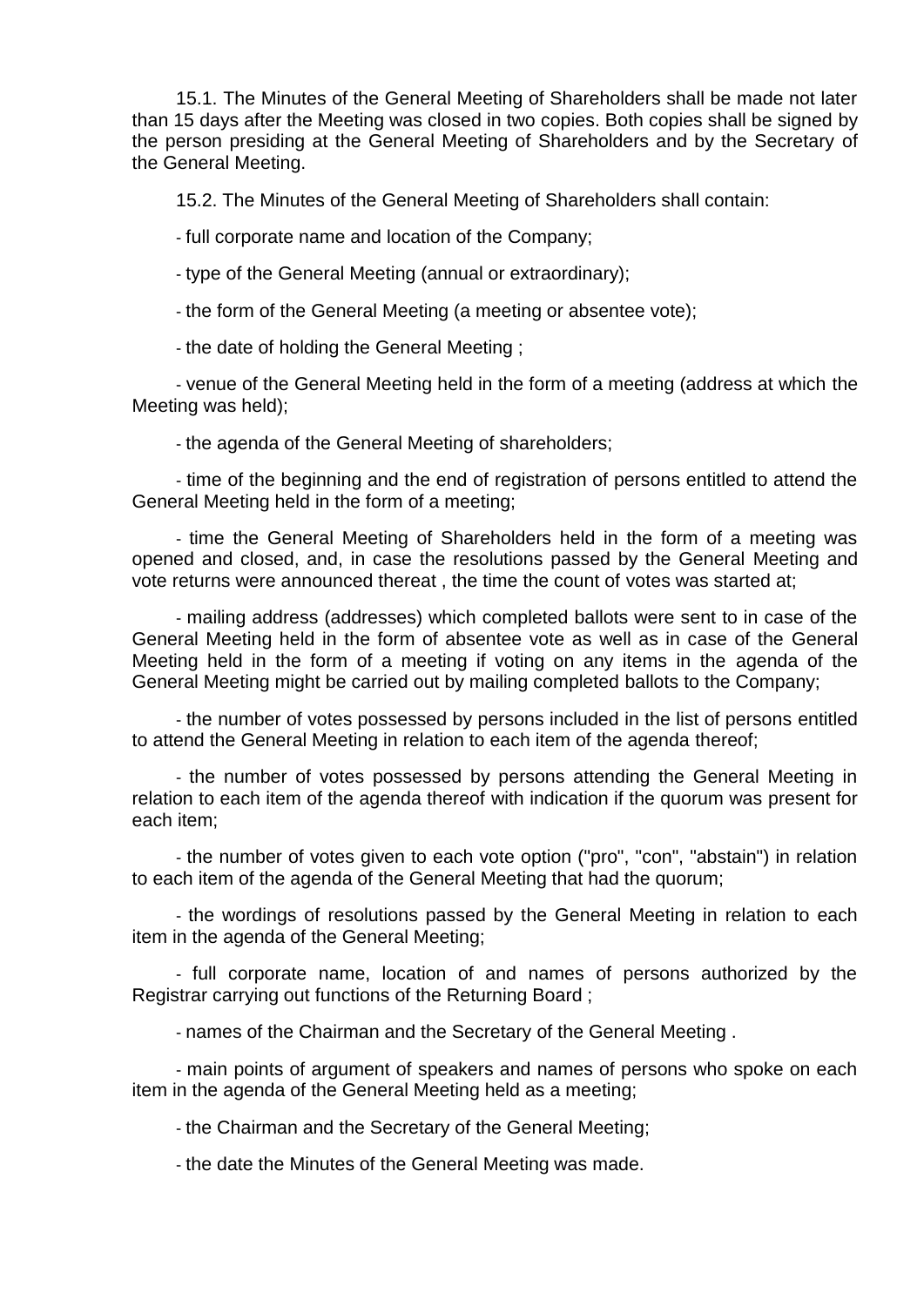15.1. The Minutes of the General Meeting of Shareholders shall be made not later than 15 days after the Meeting was closed in two copies. Both copies shall be signed by the person presiding at the General Meeting of Shareholders and by the Secretary of the General Meeting.

15.2. The Minutes of the General Meeting of Shareholders shall contain:

- full corporate name and location of the Company;
- type of the General Meeting (annual or extraordinary);
- the form of the General Meeting (a meeting or absentee vote);
- the date of holding the General Meeting ;
- venue of the General Meeting held in the form of a meeting (address at which the Meeting was held);
- the agenda of the General Meeting of shareholders;
- time of the beginning and the end of registration of persons entitled to attend the General Meeting held in the form of a meeting;
- time the General Meeting of Shareholders held in the form of a meeting was opened and closed, and, in case the resolutions passed by the General Meeting and vote returns were announced thereat , the time the count of votes was started at;
- mailing address (addresses) which completed ballots were sent to in case of the General Meeting held in the form of absentee vote as well as in case of the General Meeting held in the form of a meeting if voting on any items in the agenda of the General Meeting might be carried out by mailing completed ballots to the Company;
- the number of votes possessed by persons included in the list of persons entitled to attend the General Meeting in relation to each item of the agenda thereof;
- the number of votes possessed by persons attending the General Meeting in relation to each item of the agenda thereof with indication if the quorum was present for each item;
- the number of votes given to each vote option ("pro", "con", "abstain") in relation to each item of the agenda of the General Meeting that had the quorum;
- the wordings of resolutions passed by the General Meeting in relation to each item in the agenda of the General Meeting;
- full corporate name, location of and names of persons authorized by the Registrar carrying out functions of the Returning Board ;
- names of the Chairman and the Secretary of the General Meeting .
- main points of argument of speakers and names of persons who spoke on each item in the agenda of the General Meeting held as a meeting;
- the Chairman and the Secretary of the General Meeting;
- the date the Minutes of the General Meeting was made.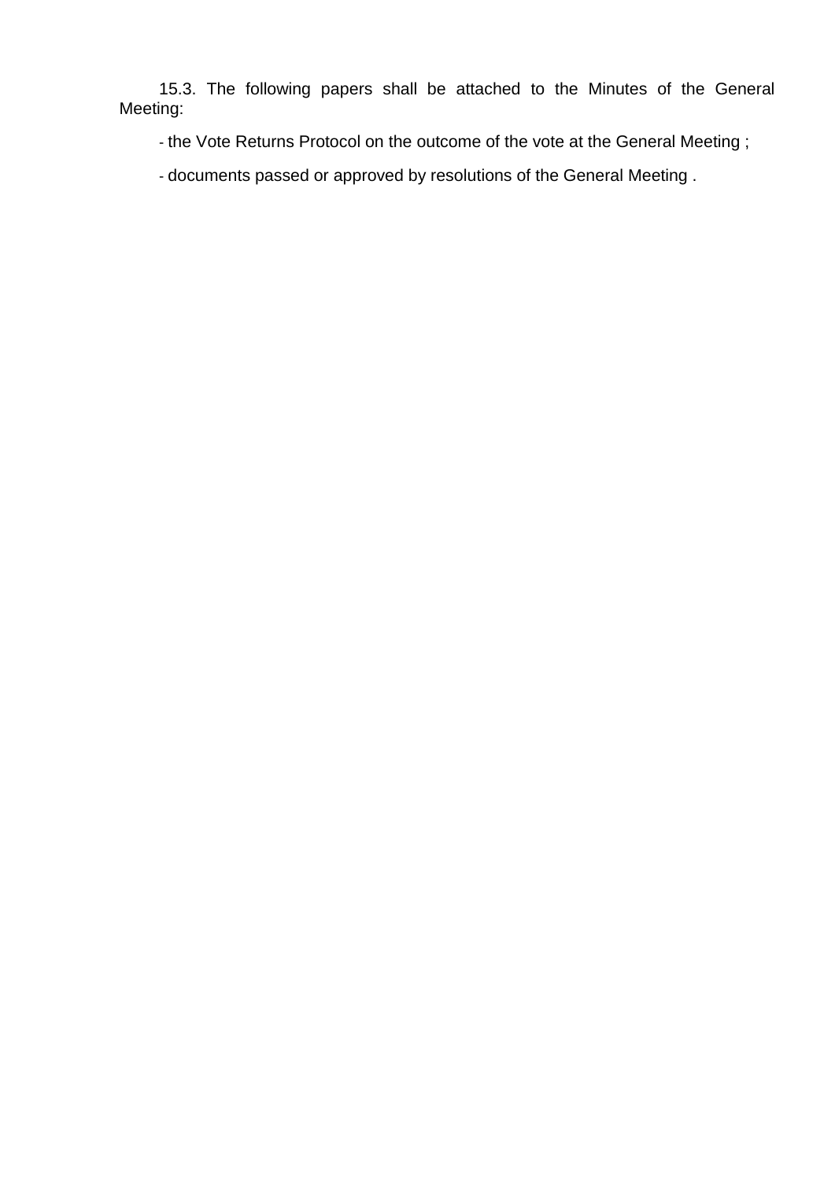15.3. The following papers shall be attached to the Minutes of the General Meeting:

- the Vote Returns Protocol on the outcome of the vote at the General Meeting ;
- documents passed or approved by resolutions of the General Meeting .